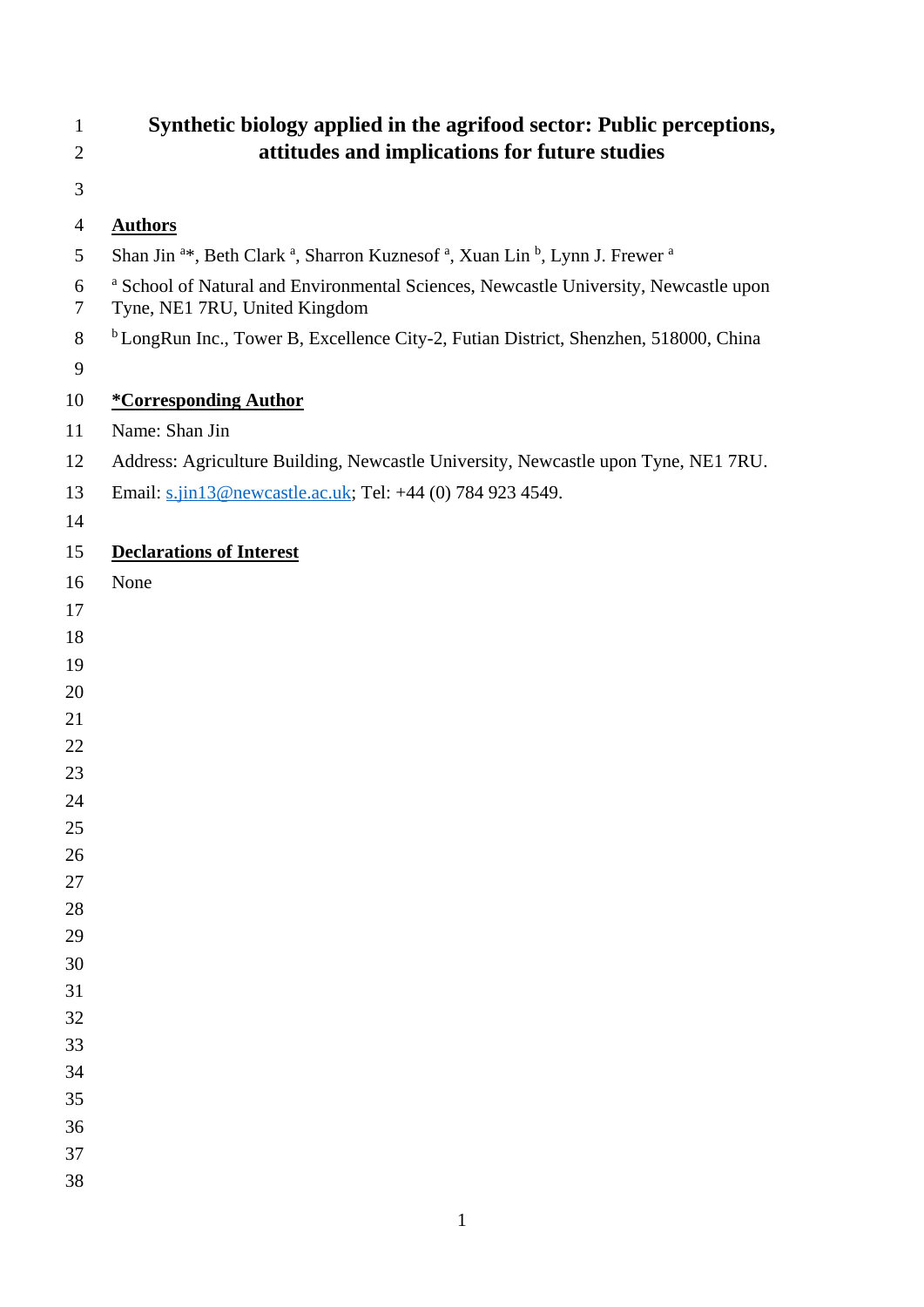# Synthetic biology applied in the agrifood sector: Public perceptions, attitudes and implications for future studies

## Authors

Shan Jin [a]*, Beth Clark [a], Sharron Kuznesof [a], Xuan Lin [b], Lynn J. Frewer [a]

[a] School of Natural and Environmental Sciences, Newcastle University, Newcastle upon Tyne, NE1 7RU, United Kingdom

[b] LongRun Inc., Tower B, Excellence City-2, Futian District, Shenzhen, 518000, China

## *Corresponding Author

Name: Shan Jin

Address: Agriculture Building, Newcastle University, Newcastle upon Tyne, NE1 7RU.

Email: s.jin13@newcastle.ac.uk; Tel: +44 (0) 784 923 4549.

## Declarations of Interest

None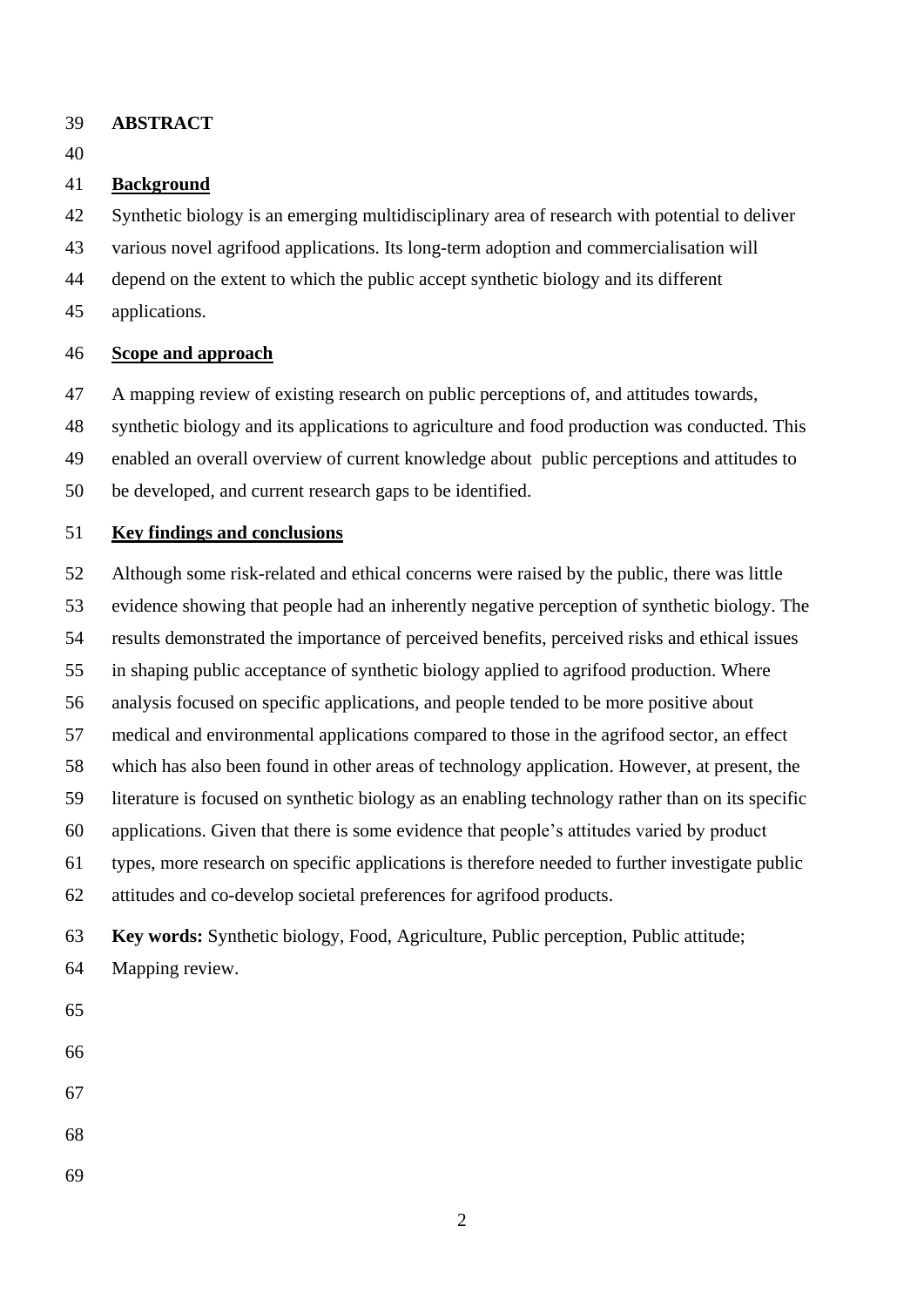# ABSTRACT

## Background

Synthetic biology is an emerging multidisciplinary area of research with potential to deliver various novel agrifood applications. Its long-term adoption and commercialisation will depend on the extent to which the public accept synthetic biology and its different applications.

## Scope and approach

A mapping review of existing research on public perceptions of, and attitudes towards, synthetic biology and its applications to agriculture and food production was conducted. This enabled an overall overview of current knowledge about public perceptions and attitudes to be developed, and current research gaps to be identified.

## Key findings and conclusions

Although some risk-related and ethical concerns were raised by the public, there was little evidence showing that people had an inherently negative perception of synthetic biology. The results demonstrated the importance of perceived benefits, perceived risks and ethical issues in shaping public acceptance of synthetic biology applied to agrifood production. Where analysis focused on specific applications, and people tended to be more positive about medical and environmental applications compared to those in the agrifood sector, an effect which has also been found in other areas of technology application. However, at present, the literature is focused on synthetic biology as an enabling technology rather than on its specific applications. Given that there is some evidence that people's attitudes varied by product types, more research on specific applications is therefore needed to further investigate public attitudes and co-develop societal preferences for agrifood products.

**Key words:** Synthetic biology, Food, Agriculture, Public perception, Public attitude; Mapping review.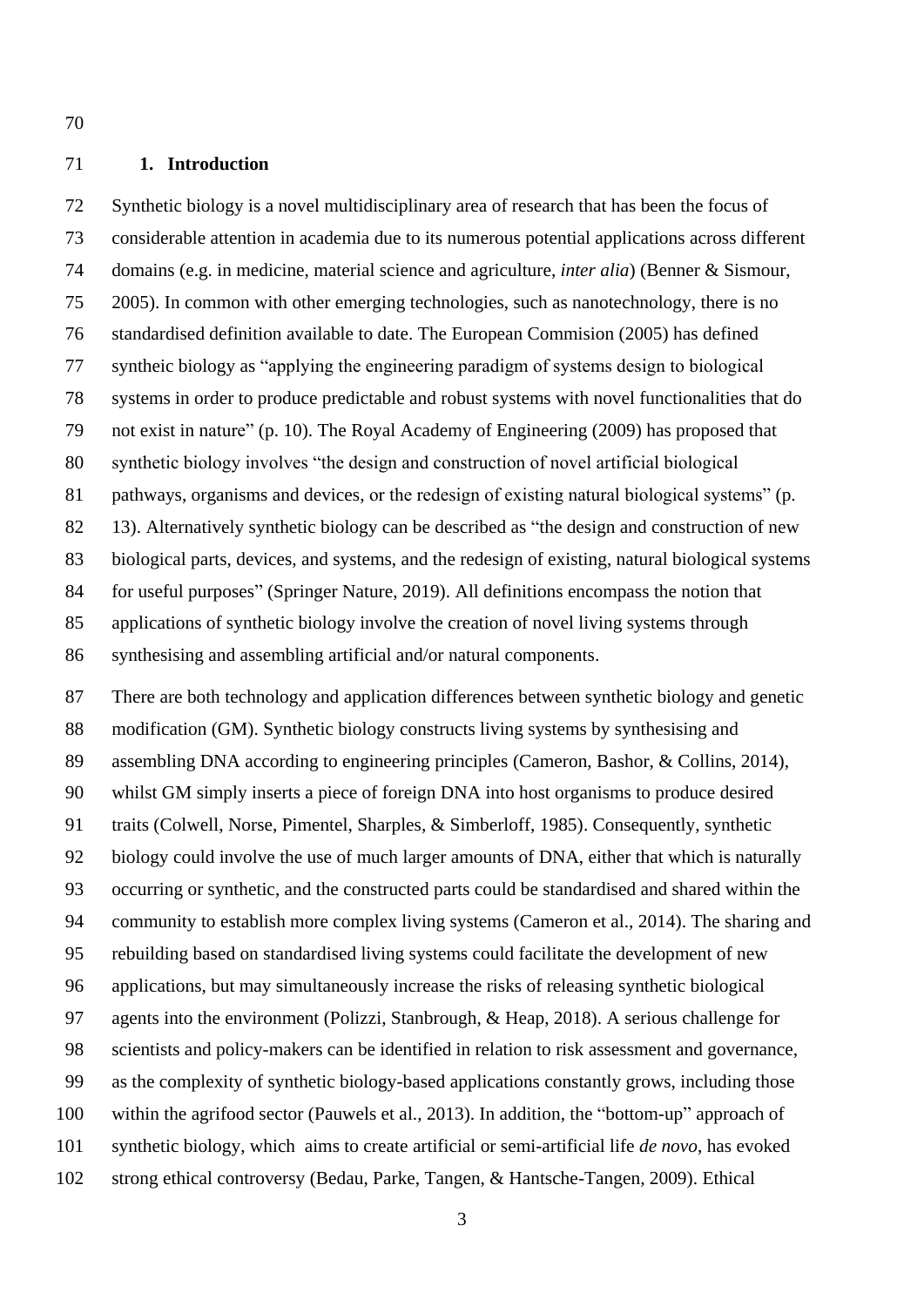## 1. Introduction

Synthetic biology is a novel multidisciplinary area of research that has been the focus of considerable attention in academia due to its numerous potential applications across different domains (e.g. in medicine, material science and agriculture, *inter alia*) (Benner & Sismour, 2005). In common with other emerging technologies, such as nanotechnology, there is no standardised definition available to date. The European Commision (2005) has defined syntheic biology as "applying the engineering paradigm of systems design to biological systems in order to produce predictable and robust systems with novel functionalities that do not exist in nature" (p. 10). The Royal Academy of Engineering (2009) has proposed that synthetic biology involves "the design and construction of novel artificial biological pathways, organisms and devices, or the redesign of existing natural biological systems" (p. 13). Alternatively synthetic biology can be described as "the design and construction of new biological parts, devices, and systems, and the redesign of existing, natural biological systems for useful purposes" (Springer Nature, 2019). All definitions encompass the notion that applications of synthetic biology involve the creation of novel living systems through synthesising and assembling artificial and/or natural components.

There are both technology and application differences between synthetic biology and genetic modification (GM). Synthetic biology constructs living systems by synthesising and assembling DNA according to engineering principles (Cameron, Bashor, & Collins, 2014), whilst GM simply inserts a piece of foreign DNA into host organisms to produce desired traits (Colwell, Norse, Pimentel, Sharples, & Simberloff, 1985). Consequently, synthetic biology could involve the use of much larger amounts of DNA, either that which is naturally occurring or synthetic, and the constructed parts could be standardised and shared within the community to establish more complex living systems (Cameron et al., 2014). The sharing and rebuilding based on standardised living systems could facilitate the development of new applications, but may simultaneously increase the risks of releasing synthetic biological agents into the environment (Polizzi, Stanbrough, & Heap, 2018). A serious challenge for scientists and policy-makers can be identified in relation to risk assessment and governance, as the complexity of synthetic biology-based applications constantly grows, including those within the agrifood sector (Pauwels et al., 2013). In addition, the "bottom-up" approach of synthetic biology, which aims to create artificial or semi-artificial life *de novo*, has evoked strong ethical controversy (Bedau, Parke, Tangen, & Hantsche-Tangen, 2009). Ethical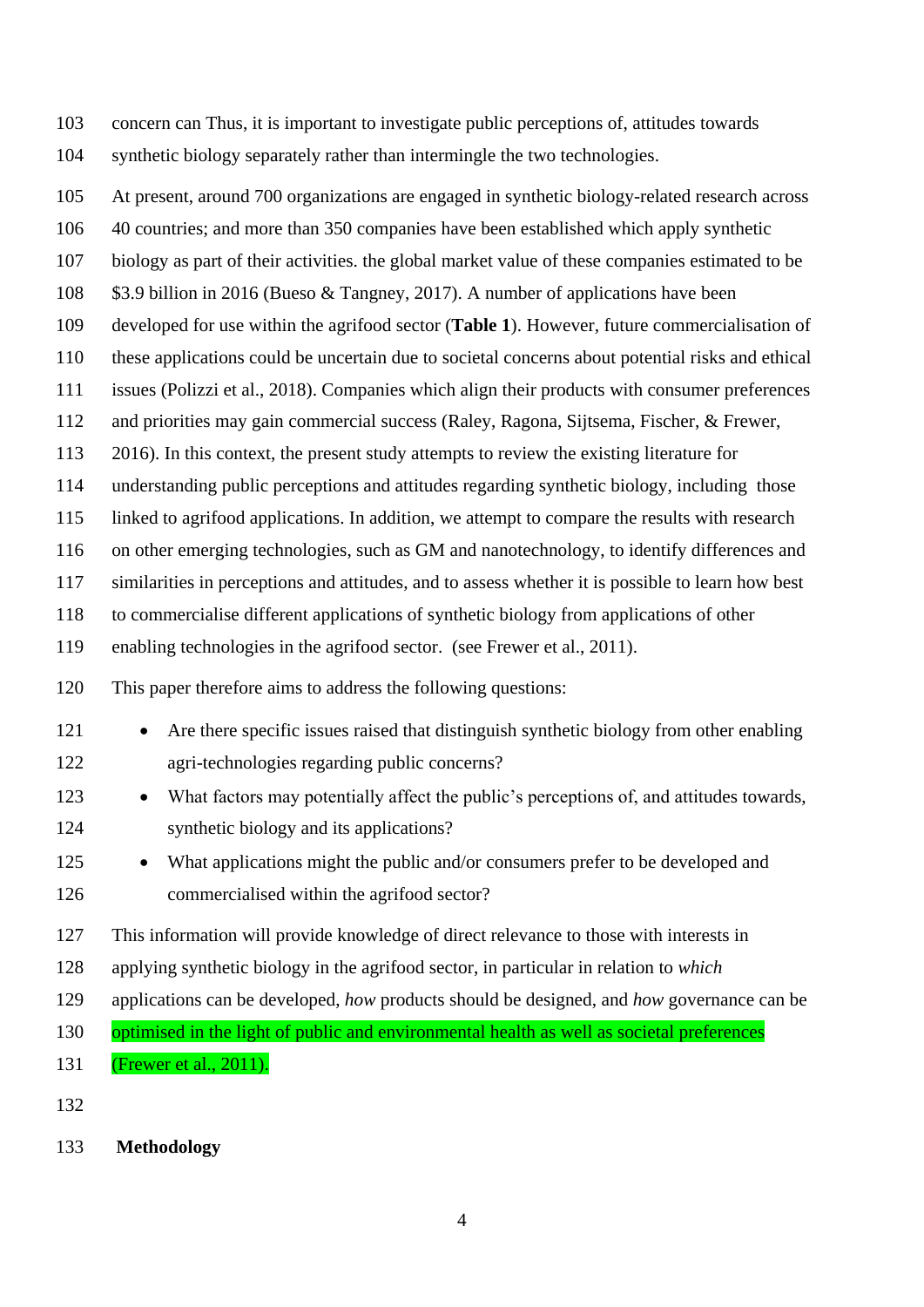concern can Thus, it is important to investigate public perceptions of, attitudes towards synthetic biology separately rather than intermingle the two technologies.

At present, around 700 organizations are engaged in synthetic biology-related research across 40 countries; and more than 350 companies have been established which apply synthetic biology as part of their activities. the global market value of these companies estimated to be $3.9 billion in 2016 (Bueso & Tangney, 2017). A number of applications have been developed for use within the agrifood sector (**Table 1**). However, future commercialisation of these applications could be uncertain due to societal concerns about potential risks and ethical issues (Polizzi et al., 2018). Companies which align their products with consumer preferences and priorities may gain commercial success (Raley, Ragona, Sijtsema, Fischer, & Frewer, 2016). In this context, the present study attempts to review the existing literature for understanding public perceptions and attitudes regarding synthetic biology, including those linked to agrifood applications. In addition, we attempt to compare the results with research on other emerging technologies, such as GM and nanotechnology, to identify differences and similarities in perceptions and attitudes, and to assess whether it is possible to learn how best to commercialise different applications of synthetic biology from applications of other enabling technologies in the agrifood sector. (see Frewer et al., 2011).

This paper therefore aims to address the following questions:

- Are there specific issues raised that distinguish synthetic biology from other enabling agri-technologies regarding public concerns?
- What factors may potentially affect the public's perceptions of, and attitudes towards, synthetic biology and its applications?
- What applications might the public and/or consumers prefer to be developed and commercialised within the agrifood sector?

This information will provide knowledge of direct relevance to those with interests in applying synthetic biology in the agrifood sector, in particular in relation to *which* applications can be developed, *how* products should be designed, and *how* governance can be optimised in the light of public and environmental health as well as societal preferences (Frewer et al., 2011).

## Methodology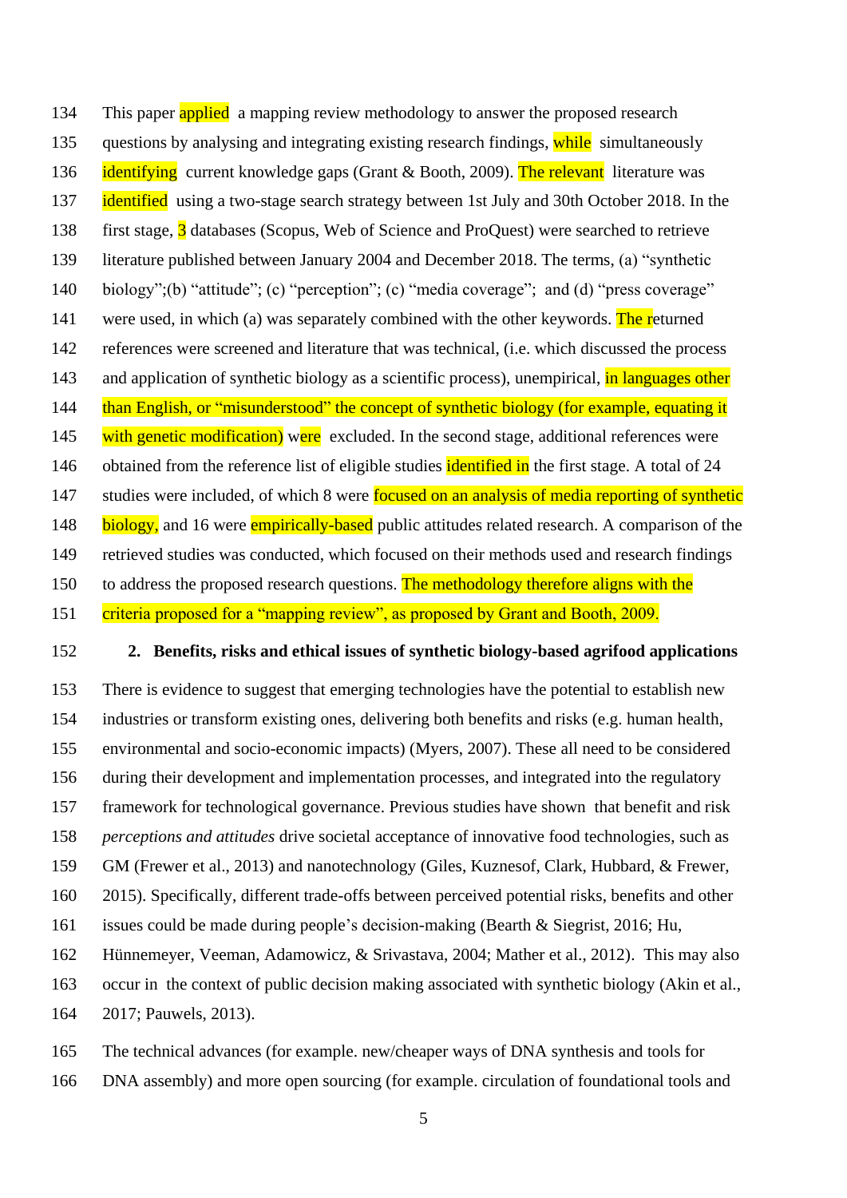This paper applied a mapping review methodology to answer the proposed research questions by analysing and integrating existing research findings, while simultaneously identifying current knowledge gaps (Grant & Booth, 2009). The relevant literature was identified using a two-stage search strategy between 1st July and 30th October 2018. In the first stage, 3 databases (Scopus, Web of Science and ProQuest) were searched to retrieve literature published between January 2004 and December 2018. The terms, (a) "synthetic biology";(b) "attitude"; (c) "perception"; (c) "media coverage"; and (d) "press coverage" were used, in which (a) was separately combined with the other keywords. The returned references were screened and literature that was technical, (i.e. which discussed the process and application of synthetic biology as a scientific process), unempirical, in languages other than English, or "misunderstood" the concept of synthetic biology (for example, equating it with genetic modification) were excluded. In the second stage, additional references were obtained from the reference list of eligible studies identified in the first stage. A total of 24 studies were included, of which 8 were focused on an analysis of media reporting of synthetic biology, and 16 were empirically-based public attitudes related research. A comparison of the retrieved studies was conducted, which focused on their methods used and research findings to address the proposed research questions. The methodology therefore aligns with the criteria proposed for a "mapping review", as proposed by Grant and Booth, 2009.

## 2. Benefits, risks and ethical issues of synthetic biology-based agrifood applications

There is evidence to suggest that emerging technologies have the potential to establish new industries or transform existing ones, delivering both benefits and risks (e.g. human health, environmental and socio-economic impacts) (Myers, 2007). These all need to be considered during their development and implementation processes, and integrated into the regulatory framework for technological governance. Previous studies have shown that benefit and risk *perceptions and attitudes* drive societal acceptance of innovative food technologies, such as GM (Frewer et al., 2013) and nanotechnology (Giles, Kuznesof, Clark, Hubbard, & Frewer, 2015). Specifically, different trade-offs between perceived potential risks, benefits and other issues could be made during people's decision-making (Bearth & Siegrist, 2016; Hu, Hünnemeyer, Veeman, Adamowicz, & Srivastava, 2004; Mather et al., 2012). This may also occur in the context of public decision making associated with synthetic biology (Akin et al., 2017; Pauwels, 2013).

The technical advances (for example. new/cheaper ways of DNA synthesis and tools for DNA assembly) and more open sourcing (for example. circulation of foundational tools and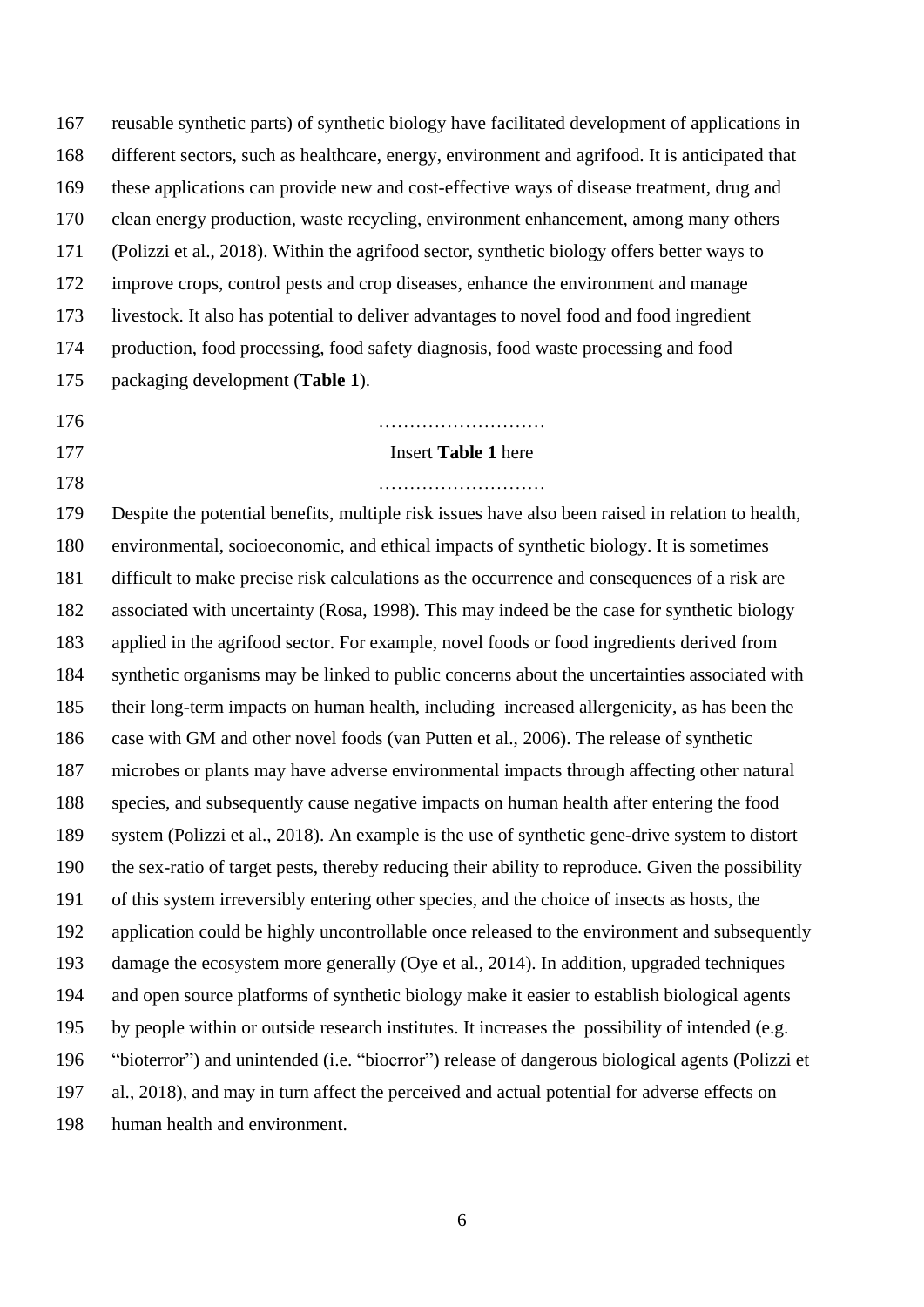reusable synthetic parts) of synthetic biology have facilitated development of applications in different sectors, such as healthcare, energy, environment and agrifood. It is anticipated that these applications can provide new and cost-effective ways of disease treatment, drug and clean energy production, waste recycling, environment enhancement, among many others (Polizzi et al., 2018). Within the agrifood sector, synthetic biology offers better ways to improve crops, control pests and crop diseases, enhance the environment and manage livestock. It also has potential to deliver advantages to novel food and food ingredient production, food processing, food safety diagnosis, food waste processing and food packaging development (**Table 1**).

………………………

Insert **Table 1** here

………………………

Despite the potential benefits, multiple risk issues have also been raised in relation to health, environmental, socioeconomic, and ethical impacts of synthetic biology. It is sometimes difficult to make precise risk calculations as the occurrence and consequences of a risk are associated with uncertainty (Rosa, 1998). This may indeed be the case for synthetic biology applied in the agrifood sector. For example, novel foods or food ingredients derived from synthetic organisms may be linked to public concerns about the uncertainties associated with their long-term impacts on human health, including increased allergenicity, as has been the case with GM and other novel foods (van Putten et al., 2006). The release of synthetic microbes or plants may have adverse environmental impacts through affecting other natural species, and subsequently cause negative impacts on human health after entering the food system (Polizzi et al., 2018). An example is the use of synthetic gene-drive system to distort the sex-ratio of target pests, thereby reducing their ability to reproduce. Given the possibility of this system irreversibly entering other species, and the choice of insects as hosts, the application could be highly uncontrollable once released to the environment and subsequently damage the ecosystem more generally (Oye et al., 2014). In addition, upgraded techniques and open source platforms of synthetic biology make it easier to establish biological agents by people within or outside research institutes. It increases the possibility of intended (e.g. "bioterror") and unintended (i.e. "bioerror") release of dangerous biological agents (Polizzi et al., 2018), and may in turn affect the perceived and actual potential for adverse effects on human health and environment.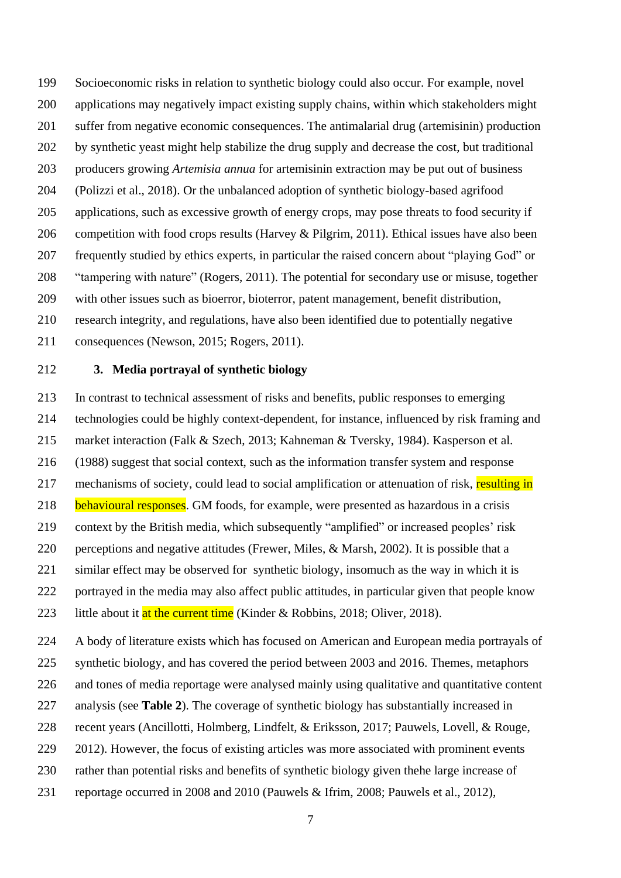Socioeconomic risks in relation to synthetic biology could also occur. For example, novel applications may negatively impact existing supply chains, within which stakeholders might suffer from negative economic consequences. The antimalarial drug (artemisinin) production by synthetic yeast might help stabilize the drug supply and decrease the cost, but traditional producers growing *Artemisia annua* for artemisinin extraction may be put out of business (Polizzi et al., 2018). Or the unbalanced adoption of synthetic biology-based agrifood applications, such as excessive growth of energy crops, may pose threats to food security if competition with food crops results (Harvey & Pilgrim, 2011). Ethical issues have also been frequently studied by ethics experts, in particular the raised concern about "playing God" or "tampering with nature" (Rogers, 2011). The potential for secondary use or misuse, together with other issues such as bioerror, bioterror, patent management, benefit distribution, research integrity, and regulations, have also been identified due to potentially negative consequences (Newson, 2015; Rogers, 2011).

## 3. Media portrayal of synthetic biology

In contrast to technical assessment of risks and benefits, public responses to emerging technologies could be highly context-dependent, for instance, influenced by risk framing and market interaction (Falk & Szech, 2013; Kahneman & Tversky, 1984). Kasperson et al. (1988) suggest that social context, such as the information transfer system and response mechanisms of society, could lead to social amplification or attenuation of risk, resulting in behavioural responses. GM foods, for example, were presented as hazardous in a crisis context by the British media, which subsequently "amplified" or increased peoples' risk perceptions and negative attitudes (Frewer, Miles, & Marsh, 2002). It is possible that a similar effect may be observed for synthetic biology, insomuch as the way in which it is portrayed in the media may also affect public attitudes, in particular given that people know little about it at the current time (Kinder & Robbins, 2018; Oliver, 2018).

A body of literature exists which has focused on American and European media portrayals of synthetic biology, and has covered the period between 2003 and 2016. Themes, metaphors and tones of media reportage were analysed mainly using qualitative and quantitative content analysis (see **Table 2**). The coverage of synthetic biology has substantially increased in recent years (Ancillotti, Holmberg, Lindfelt, & Eriksson, 2017; Pauwels, Lovell, & Rouge, 2012). However, the focus of existing articles was more associated with prominent events rather than potential risks and benefits of synthetic biology given thehe large increase of reportage occurred in 2008 and 2010 (Pauwels & Ifrim, 2008; Pauwels et al., 2012),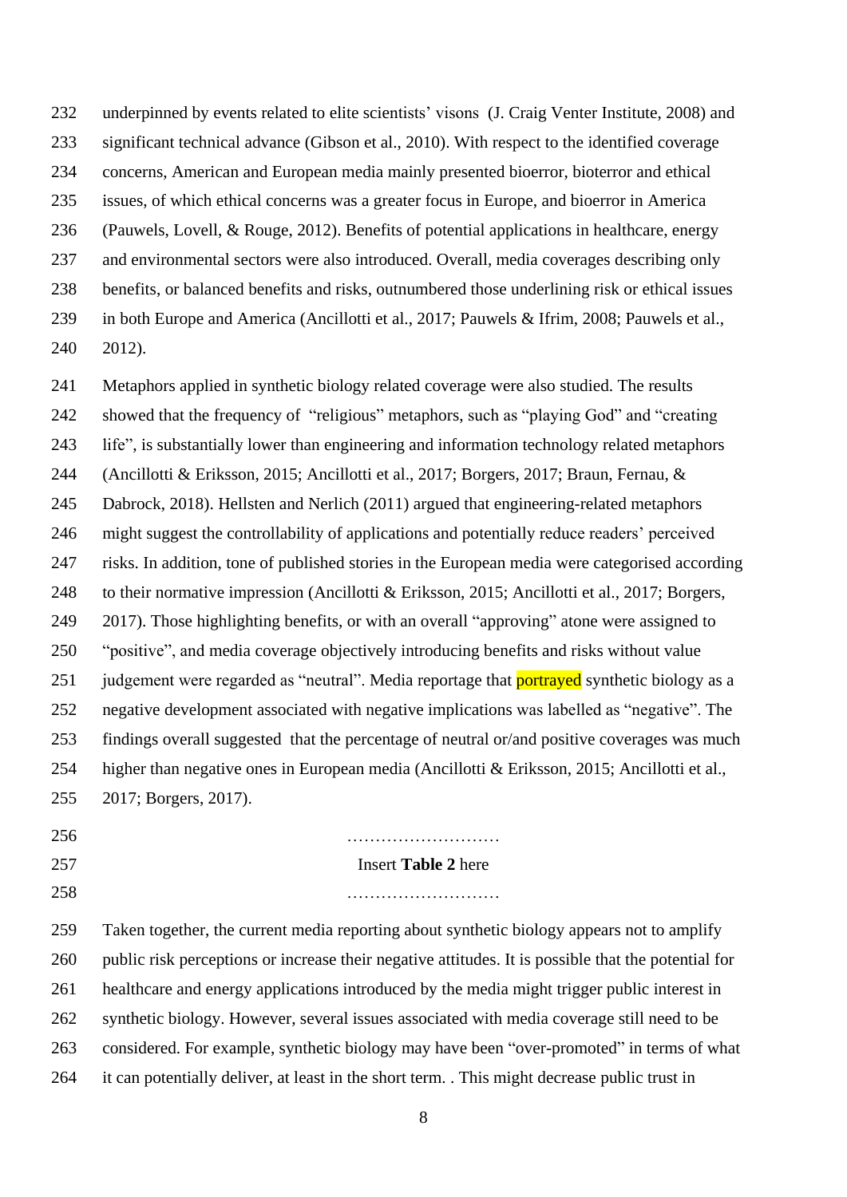underpinned by events related to elite scientists' visons (J. Craig Venter Institute, 2008) and significant technical advance (Gibson et al., 2010). With respect to the identified coverage concerns, American and European media mainly presented bioerror, bioterror and ethical issues, of which ethical concerns was a greater focus in Europe, and bioerror in America (Pauwels, Lovell, & Rouge, 2012). Benefits of potential applications in healthcare, energy and environmental sectors were also introduced. Overall, media coverages describing only benefits, or balanced benefits and risks, outnumbered those underlining risk or ethical issues in both Europe and America (Ancillotti et al., 2017; Pauwels & Ifrim, 2008; Pauwels et al., 2012).

Metaphors applied in synthetic biology related coverage were also studied. The results showed that the frequency of "religious" metaphors, such as "playing God" and "creating life", is substantially lower than engineering and information technology related metaphors (Ancillotti & Eriksson, 2015; Ancillotti et al., 2017; Borgers, 2017; Braun, Fernau, & Dabrock, 2018). Hellsten and Nerlich (2011) argued that engineering-related metaphors might suggest the controllability of applications and potentially reduce readers' perceived risks. In addition, tone of published stories in the European media were categorised according to their normative impression (Ancillotti & Eriksson, 2015; Ancillotti et al., 2017; Borgers, 2017). Those highlighting benefits, or with an overall "approving" atone were assigned to "positive", and media coverage objectively introducing benefits and risks without value judgement were regarded as "neutral". Media reportage that portrayed synthetic biology as a negative development associated with negative implications was labelled as "negative". The findings overall suggested that the percentage of neutral or/and positive coverages was much higher than negative ones in European media (Ancillotti & Eriksson, 2015; Ancillotti et al., 2017; Borgers, 2017).

………………………

Insert **Table 2** here

………………………

Taken together, the current media reporting about synthetic biology appears not to amplify public risk perceptions or increase their negative attitudes. It is possible that the potential for healthcare and energy applications introduced by the media might trigger public interest in synthetic biology. However, several issues associated with media coverage still need to be considered. For example, synthetic biology may have been "over-promoted" in terms of what it can potentially deliver, at least in the short term. . This might decrease public trust in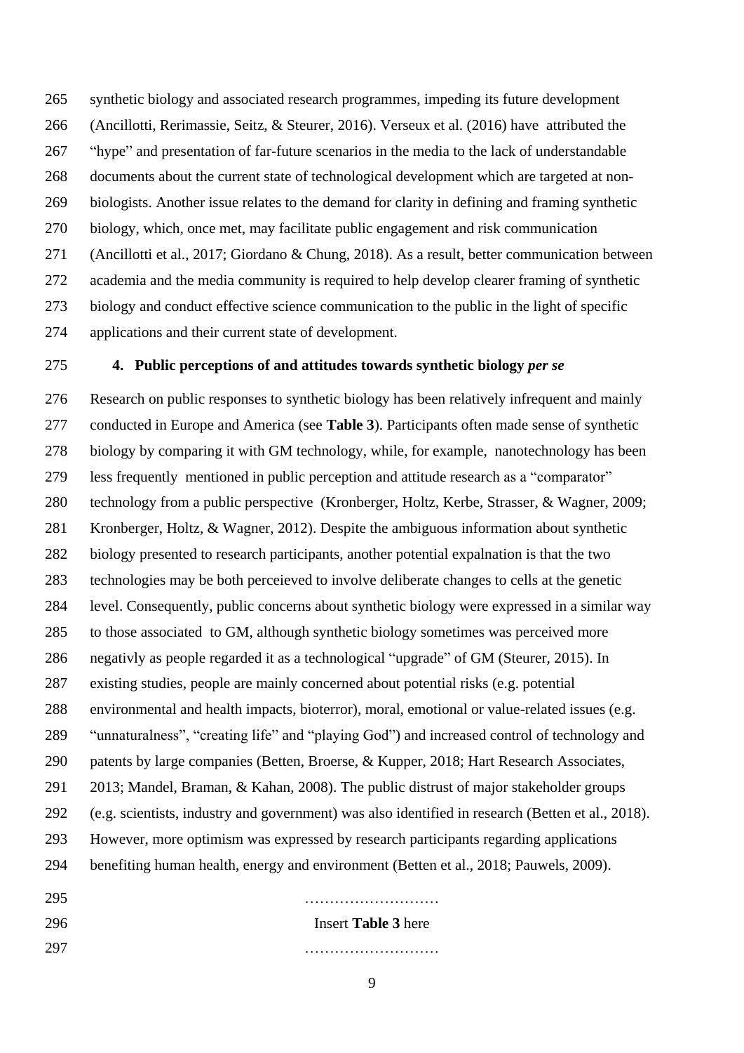synthetic biology and associated research programmes, impeding its future development (Ancillotti, Rerimassie, Seitz, & Steurer, 2016). Verseux et al. (2016) have attributed the "hype" and presentation of far-future scenarios in the media to the lack of understandable documents about the current state of technological development which are targeted at non-biologists. Another issue relates to the demand for clarity in defining and framing synthetic biology, which, once met, may facilitate public engagement and risk communication (Ancillotti et al., 2017; Giordano & Chung, 2018). As a result, better communication between academia and the media community is required to help develop clearer framing of synthetic biology and conduct effective science communication to the public in the light of specific applications and their current state of development.

## 4. Public perceptions of and attitudes towards synthetic biology *per se*

Research on public responses to synthetic biology has been relatively infrequent and mainly conducted in Europe and America (see **Table 3**). Participants often made sense of synthetic biology by comparing it with GM technology, while, for example, nanotechnology has been less frequently mentioned in public perception and attitude research as a "comparator" technology from a public perspective (Kronberger, Holtz, Kerbe, Strasser, & Wagner, 2009; Kronberger, Holtz, & Wagner, 2012). Despite the ambiguous information about synthetic biology presented to research participants, another potential expalnation is that the two technologies may be both perceieved to involve deliberate changes to cells at the genetic level. Consequently, public concerns about synthetic biology were expressed in a similar way to those associated to GM, although synthetic biology sometimes was perceived more negativly as people regarded it as a technological "upgrade" of GM (Steurer, 2015). In existing studies, people are mainly concerned about potential risks (e.g. potential environmental and health impacts, bioterror), moral, emotional or value-related issues (e.g. "unnaturalness", "creating life" and "playing God") and increased control of technology and patents by large companies (Betten, Broerse, & Kupper, 2018; Hart Research Associates, 2013; Mandel, Braman, & Kahan, 2008). The public distrust of major stakeholder groups (e.g. scientists, industry and government) was also identified in research (Betten et al., 2018). However, more optimism was expressed by research participants regarding applications benefiting human health, energy and environment (Betten et al., 2018; Pauwels, 2009).

………………………

Insert **Table 3** here

………………………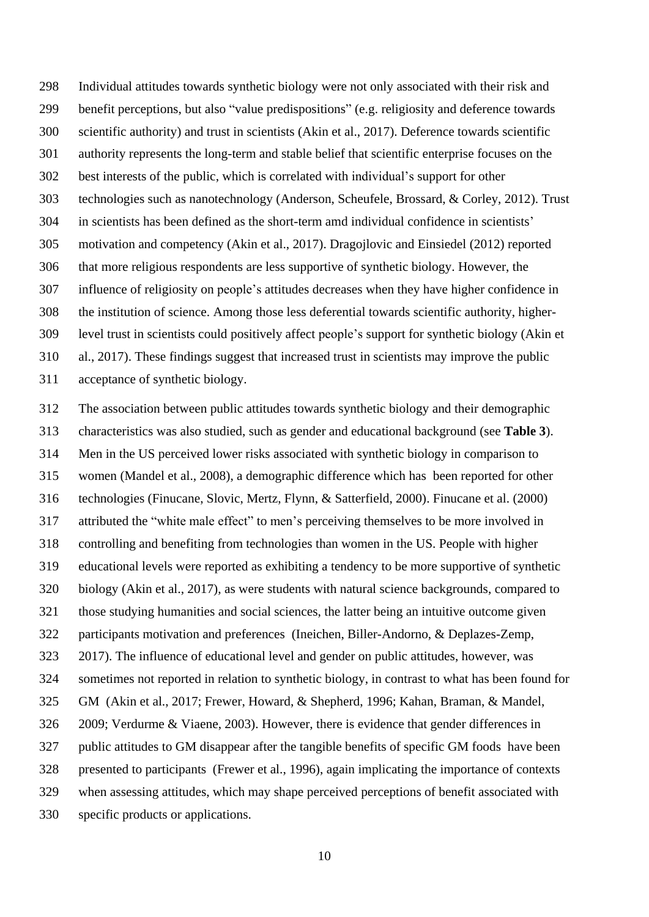Individual attitudes towards synthetic biology were not only associated with their risk and benefit perceptions, but also "value predispositions" (e.g. religiosity and deference towards scientific authority) and trust in scientists (Akin et al., 2017). Deference towards scientific authority represents the long-term and stable belief that scientific enterprise focuses on the best interests of the public, which is correlated with individual's support for other technologies such as nanotechnology (Anderson, Scheufele, Brossard, & Corley, 2012). Trust in scientists has been defined as the short-term amd individual confidence in scientists' motivation and competency (Akin et al., 2017). Dragojlovic and Einsiedel (2012) reported that more religious respondents are less supportive of synthetic biology. However, the influence of religiosity on people's attitudes decreases when they have higher confidence in the institution of science. Among those less deferential towards scientific authority, higher-level trust in scientists could positively affect people's support for synthetic biology (Akin et al., 2017). These findings suggest that increased trust in scientists may improve the public acceptance of synthetic biology.

The association between public attitudes towards synthetic biology and their demographic characteristics was also studied, such as gender and educational background (see **Table 3**). Men in the US perceived lower risks associated with synthetic biology in comparison to women (Mandel et al., 2008), a demographic difference which has been reported for other technologies (Finucane, Slovic, Mertz, Flynn, & Satterfield, 2000). Finucane et al. (2000) attributed the "white male effect" to men's perceiving themselves to be more involved in controlling and benefiting from technologies than women in the US. People with higher educational levels were reported as exhibiting a tendency to be more supportive of synthetic biology (Akin et al., 2017), as were students with natural science backgrounds, compared to those studying humanities and social sciences, the latter being an intuitive outcome given participants motivation and preferences (Ineichen, Biller-Andorno, & Deplazes-Zemp, 2017). The influence of educational level and gender on public attitudes, however, was sometimes not reported in relation to synthetic biology, in contrast to what has been found for GM (Akin et al., 2017; Frewer, Howard, & Shepherd, 1996; Kahan, Braman, & Mandel, 2009; Verdurme & Viaene, 2003). However, there is evidence that gender differences in public attitudes to GM disappear after the tangible benefits of specific GM foods have been presented to participants (Frewer et al., 1996), again implicating the importance of contexts when assessing attitudes, which may shape perceived perceptions of benefit associated with specific products or applications.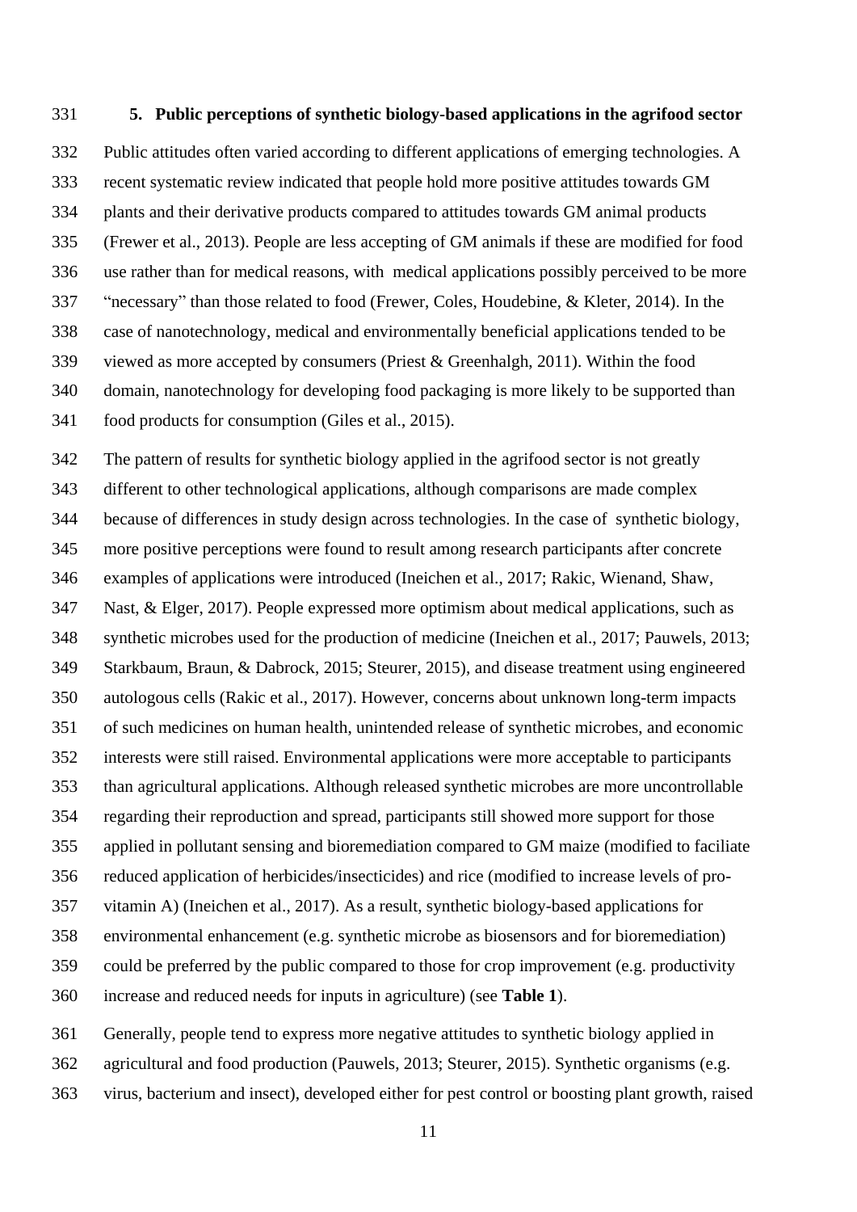## 5. Public perceptions of synthetic biology-based applications in the agrifood sector

Public attitudes often varied according to different applications of emerging technologies. A recent systematic review indicated that people hold more positive attitudes towards GM plants and their derivative products compared to attitudes towards GM animal products (Frewer et al., 2013). People are less accepting of GM animals if these are modified for food use rather than for medical reasons, with medical applications possibly perceived to be more "necessary" than those related to food (Frewer, Coles, Houdebine, & Kleter, 2014). In the case of nanotechnology, medical and environmentally beneficial applications tended to be viewed as more accepted by consumers (Priest & Greenhalgh, 2011). Within the food domain, nanotechnology for developing food packaging is more likely to be supported than food products for consumption (Giles et al., 2015).

The pattern of results for synthetic biology applied in the agrifood sector is not greatly different to other technological applications, although comparisons are made complex because of differences in study design across technologies. In the case of synthetic biology, more positive perceptions were found to result among research participants after concrete examples of applications were introduced (Ineichen et al., 2017; Rakic, Wienand, Shaw, Nast, & Elger, 2017). People expressed more optimism about medical applications, such as synthetic microbes used for the production of medicine (Ineichen et al., 2017; Pauwels, 2013; Starkbaum, Braun, & Dabrock, 2015; Steurer, 2015), and disease treatment using engineered autologous cells (Rakic et al., 2017). However, concerns about unknown long-term impacts of such medicines on human health, unintended release of synthetic microbes, and economic interests were still raised. Environmental applications were more acceptable to participants than agricultural applications. Although released synthetic microbes are more uncontrollable regarding their reproduction and spread, participants still showed more support for those applied in pollutant sensing and bioremediation compared to GM maize (modified to faciliate reduced application of herbicides/insecticides) and rice (modified to increase levels of pro-vitamin A) (Ineichen et al., 2017). As a result, synthetic biology-based applications for environmental enhancement (e.g. synthetic microbe as biosensors and for bioremediation) could be preferred by the public compared to those for crop improvement (e.g. productivity increase and reduced needs for inputs in agriculture) (see **Table 1**).

Generally, people tend to express more negative attitudes to synthetic biology applied in agricultural and food production (Pauwels, 2013; Steurer, 2015). Synthetic organisms (e.g. virus, bacterium and insect), developed either for pest control or boosting plant growth, raised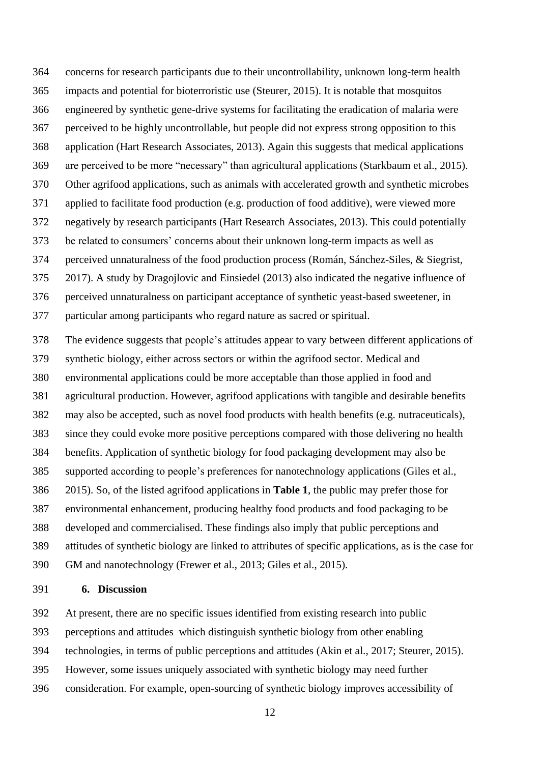concerns for research participants due to their uncontrollability, unknown long-term health impacts and potential for bioterroristic use (Steurer, 2015). It is notable that mosquitos engineered by synthetic gene-drive systems for facilitating the eradication of malaria were perceived to be highly uncontrollable, but people did not express strong opposition to this application (Hart Research Associates, 2013). Again this suggests that medical applications are perceived to be more "necessary" than agricultural applications (Starkbaum et al., 2015). Other agrifood applications, such as animals with accelerated growth and synthetic microbes applied to facilitate food production (e.g. production of food additive), were viewed more negatively by research participants (Hart Research Associates, 2013). This could potentially be related to consumers' concerns about their unknown long-term impacts as well as perceived unnaturalness of the food production process (Román, Sánchez-Siles, & Siegrist, 2017). A study by Dragojlovic and Einsiedel (2013) also indicated the negative influence of perceived unnaturalness on participant acceptance of synthetic yeast-based sweetener, in particular among participants who regard nature as sacred or spiritual.

The evidence suggests that people's attitudes appear to vary between different applications of synthetic biology, either across sectors or within the agrifood sector. Medical and environmental applications could be more acceptable than those applied in food and agricultural production. However, agrifood applications with tangible and desirable benefits may also be accepted, such as novel food products with health benefits (e.g. nutraceuticals), since they could evoke more positive perceptions compared with those delivering no health benefits. Application of synthetic biology for food packaging development may also be supported according to people's preferences for nanotechnology applications (Giles et al., 2015). So, of the listed agrifood applications in **Table 1**, the public may prefer those for environmental enhancement, producing healthy food products and food packaging to be developed and commercialised. These findings also imply that public perceptions and attitudes of synthetic biology are linked to attributes of specific applications, as is the case for GM and nanotechnology (Frewer et al., 2013; Giles et al., 2015).

## 6. Discussion

At present, there are no specific issues identified from existing research into public perceptions and attitudes which distinguish synthetic biology from other enabling technologies, in terms of public perceptions and attitudes (Akin et al., 2017; Steurer, 2015). However, some issues uniquely associated with synthetic biology may need further consideration. For example, open-sourcing of synthetic biology improves accessibility of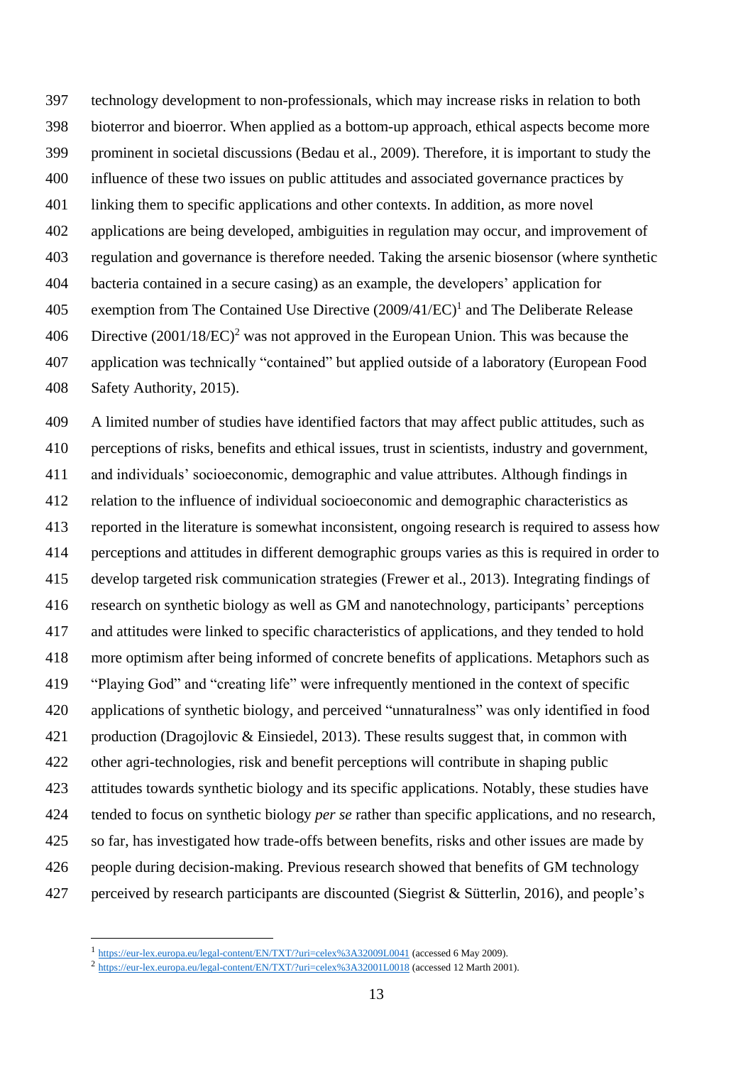technology development to non-professionals, which may increase risks in relation to both bioterror and bioerror. When applied as a bottom-up approach, ethical aspects become more prominent in societal discussions (Bedau et al., 2009). Therefore, it is important to study the influence of these two issues on public attitudes and associated governance practices by linking them to specific applications and other contexts. In addition, as more novel applications are being developed, ambiguities in regulation may occur, and improvement of regulation and governance is therefore needed. Taking the arsenic biosensor (where synthetic bacteria contained in a secure casing) as an example, the developers' application for exemption from The Contained Use Directive (2009/41/EC)[1] and The Deliberate Release Directive (2001/18/EC)[2] was not approved in the European Union. This was because the application was technically "contained" but applied outside of a laboratory (European Food Safety Authority, 2015).

A limited number of studies have identified factors that may affect public attitudes, such as perceptions of risks, benefits and ethical issues, trust in scientists, industry and government, and individuals' socioeconomic, demographic and value attributes. Although findings in relation to the influence of individual socioeconomic and demographic characteristics as reported in the literature is somewhat inconsistent, ongoing research is required to assess how perceptions and attitudes in different demographic groups varies as this is required in order to develop targeted risk communication strategies (Frewer et al., 2013). Integrating findings of research on synthetic biology as well as GM and nanotechnology, participants' perceptions and attitudes were linked to specific characteristics of applications, and they tended to hold more optimism after being informed of concrete benefits of applications. Metaphors such as "Playing God" and "creating life" were infrequently mentioned in the context of specific applications of synthetic biology, and perceived "unnaturalness" was only identified in food production (Dragojlovic & Einsiedel, 2013). These results suggest that, in common with other agri-technologies, risk and benefit perceptions will contribute in shaping public attitudes towards synthetic biology and its specific applications. Notably, these studies have tended to focus on synthetic biology *per se* rather than specific applications, and no research, so far, has investigated how trade-offs between benefits, risks and other issues are made by people during decision-making. Previous research showed that benefits of GM technology perceived by research participants are discounted (Siegrist & Sütterlin, 2016), and people's

[1] https://eur-lex.europa.eu/legal-content/EN/TXT/?uri=celex%3A32009L0041 (accessed 6 May 2009).
[2] https://eur-lex.europa.eu/legal-content/EN/TXT/?uri=celex%3A32001L0018 (accessed 12 Marth 2001).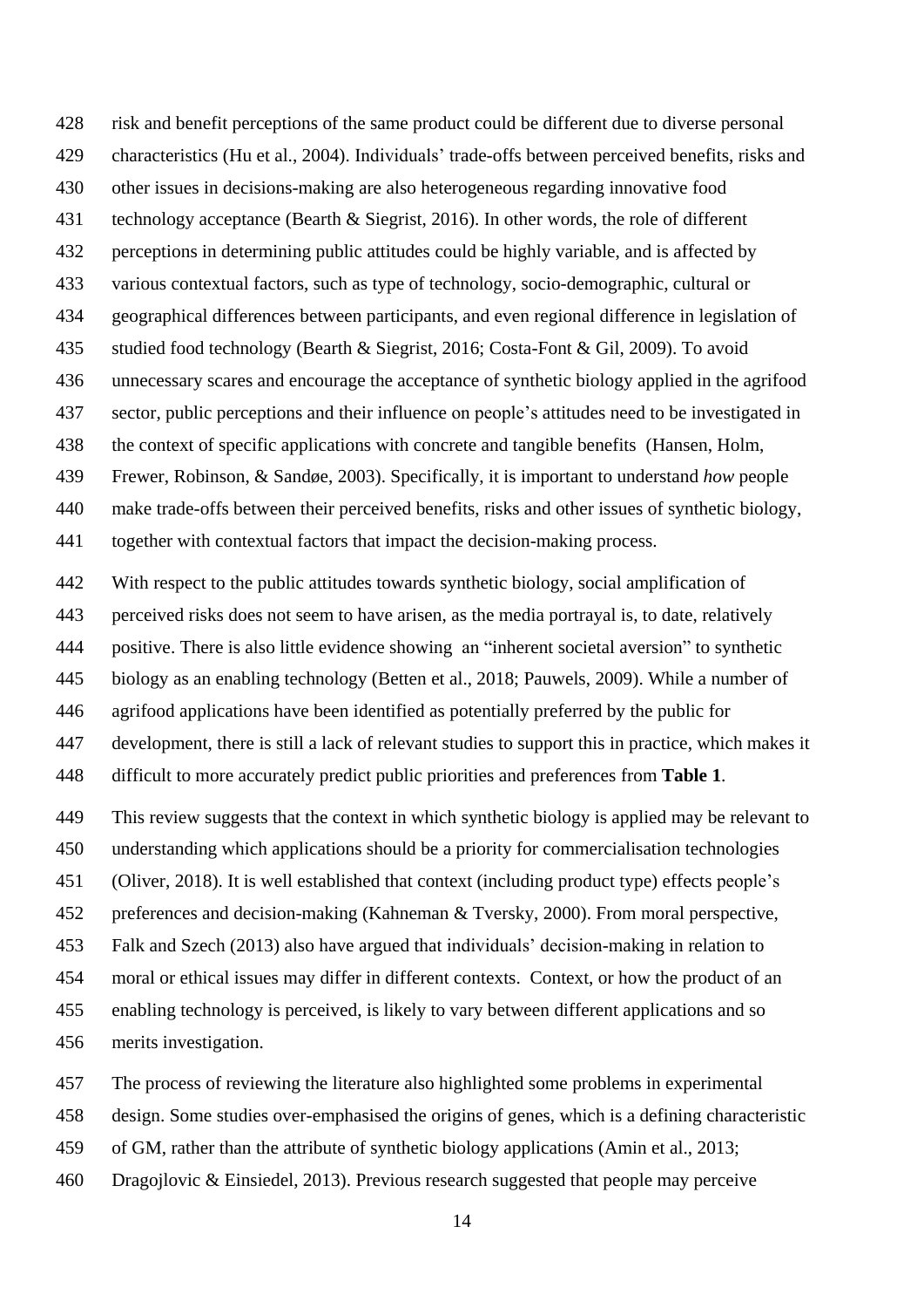risk and benefit perceptions of the same product could be different due to diverse personal characteristics (Hu et al., 2004). Individuals' trade-offs between perceived benefits, risks and other issues in decisions-making are also heterogeneous regarding innovative food technology acceptance (Bearth & Siegrist, 2016). In other words, the role of different perceptions in determining public attitudes could be highly variable, and is affected by various contextual factors, such as type of technology, socio-demographic, cultural or geographical differences between participants, and even regional difference in legislation of studied food technology (Bearth & Siegrist, 2016; Costa-Font & Gil, 2009). To avoid unnecessary scares and encourage the acceptance of synthetic biology applied in the agrifood sector, public perceptions and their influence on people's attitudes need to be investigated in the context of specific applications with concrete and tangible benefits (Hansen, Holm, Frewer, Robinson, & Sandøe, 2003). Specifically, it is important to understand *how* people make trade-offs between their perceived benefits, risks and other issues of synthetic biology, together with contextual factors that impact the decision-making process.

With respect to the public attitudes towards synthetic biology, social amplification of perceived risks does not seem to have arisen, as the media portrayal is, to date, relatively positive. There is also little evidence showing an "inherent societal aversion" to synthetic biology as an enabling technology (Betten et al., 2018; Pauwels, 2009). While a number of agrifood applications have been identified as potentially preferred by the public for development, there is still a lack of relevant studies to support this in practice, which makes it difficult to more accurately predict public priorities and preferences from **Table 1**.

This review suggests that the context in which synthetic biology is applied may be relevant to understanding which applications should be a priority for commercialisation technologies (Oliver, 2018). It is well established that context (including product type) effects people's preferences and decision-making (Kahneman & Tversky, 2000). From moral perspective, Falk and Szech (2013) also have argued that individuals' decision-making in relation to moral or ethical issues may differ in different contexts. Context, or how the product of an enabling technology is perceived, is likely to vary between different applications and so merits investigation.

The process of reviewing the literature also highlighted some problems in experimental design. Some studies over-emphasised the origins of genes, which is a defining characteristic of GM, rather than the attribute of synthetic biology applications (Amin et al., 2013; Dragojlovic & Einsiedel, 2013). Previous research suggested that people may perceive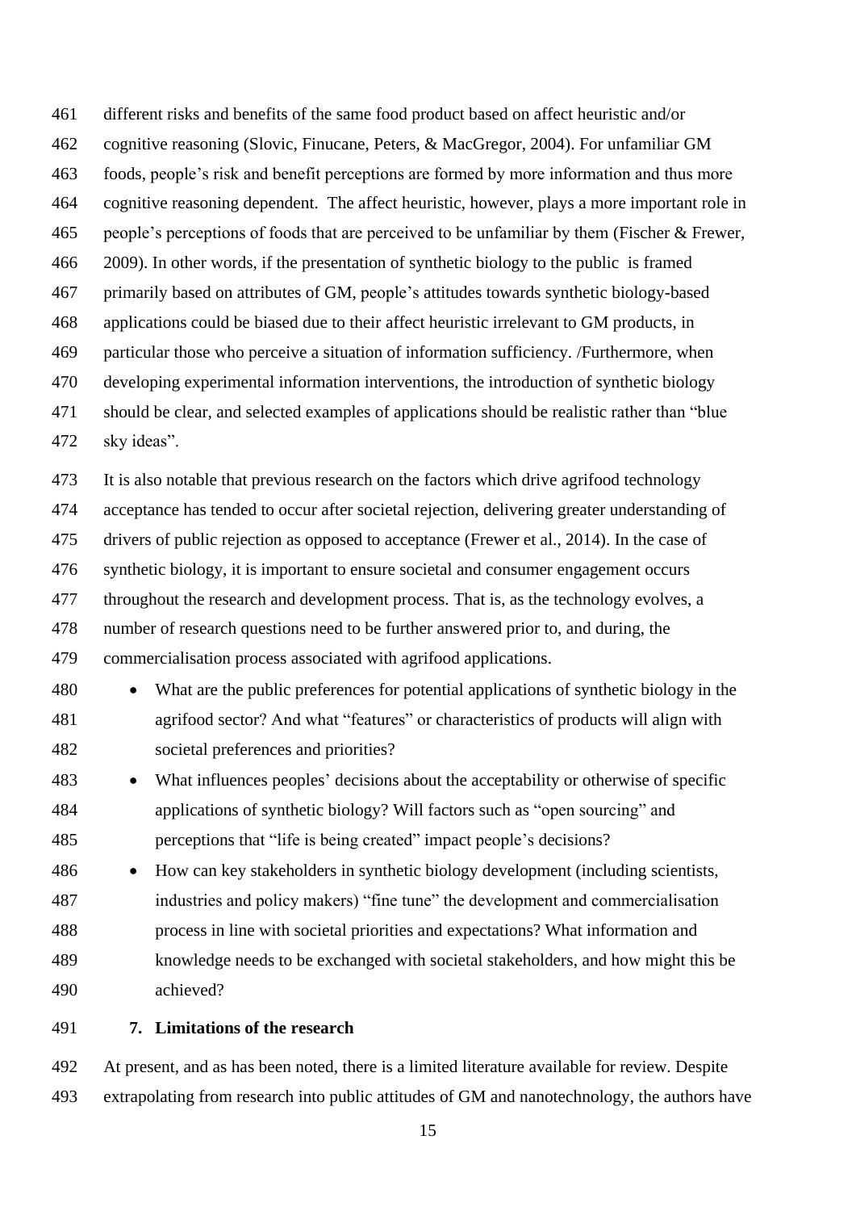different risks and benefits of the same food product based on affect heuristic and/or cognitive reasoning (Slovic, Finucane, Peters, & MacGregor, 2004). For unfamiliar GM foods, people's risk and benefit perceptions are formed by more information and thus more cognitive reasoning dependent. The affect heuristic, however, plays a more important role in people's perceptions of foods that are perceived to be unfamiliar by them (Fischer & Frewer, 2009). In other words, if the presentation of synthetic biology to the public is framed primarily based on attributes of GM, people's attitudes towards synthetic biology-based applications could be biased due to their affect heuristic irrelevant to GM products, in particular those who perceive a situation of information sufficiency. /Furthermore, when developing experimental information interventions, the introduction of synthetic biology should be clear, and selected examples of applications should be realistic rather than "blue sky ideas".

It is also notable that previous research on the factors which drive agrifood technology acceptance has tended to occur after societal rejection, delivering greater understanding of drivers of public rejection as opposed to acceptance (Frewer et al., 2014). In the case of synthetic biology, it is important to ensure societal and consumer engagement occurs throughout the research and development process. That is, as the technology evolves, a number of research questions need to be further answered prior to, and during, the commercialisation process associated with agrifood applications.

- What are the public preferences for potential applications of synthetic biology in the agrifood sector? And what "features" or characteristics of products will align with societal preferences and priorities?
- What influences peoples' decisions about the acceptability or otherwise of specific applications of synthetic biology? Will factors such as "open sourcing" and perceptions that "life is being created" impact people's decisions?
- How can key stakeholders in synthetic biology development (including scientists, industries and policy makers) "fine tune" the development and commercialisation process in line with societal priorities and expectations? What information and knowledge needs to be exchanged with societal stakeholders, and how might this be achieved?

## 7. Limitations of the research

At present, and as has been noted, there is a limited literature available for review. Despite extrapolating from research into public attitudes of GM and nanotechnology, the authors have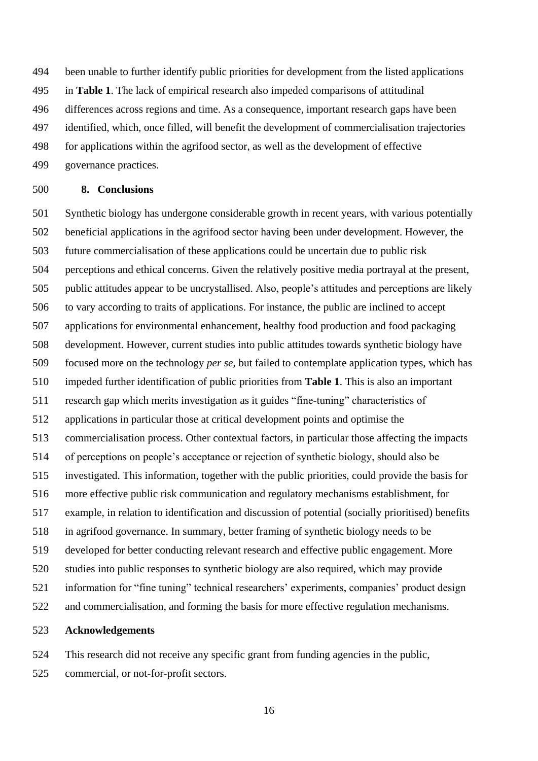been unable to further identify public priorities for development from the listed applications in **Table 1**. The lack of empirical research also impeded comparisons of attitudinal differences across regions and time. As a consequence, important research gaps have been identified, which, once filled, will benefit the development of commercialisation trajectories for applications within the agrifood sector, as well as the development of effective governance practices.

## 8. Conclusions

Synthetic biology has undergone considerable growth in recent years, with various potentially beneficial applications in the agrifood sector having been under development. However, the future commercialisation of these applications could be uncertain due to public risk perceptions and ethical concerns. Given the relatively positive media portrayal at the present, public attitudes appear to be uncrystallised. Also, people's attitudes and perceptions are likely to vary according to traits of applications. For instance, the public are inclined to accept applications for environmental enhancement, healthy food production and food packaging development. However, current studies into public attitudes towards synthetic biology have focused more on the technology *per se*, but failed to contemplate application types, which has impeded further identification of public priorities from **Table 1**. This is also an important research gap which merits investigation as it guides "fine-tuning" characteristics of applications in particular those at critical development points and optimise the commercialisation process. Other contextual factors, in particular those affecting the impacts of perceptions on people's acceptance or rejection of synthetic biology, should also be investigated. This information, together with the public priorities, could provide the basis for more effective public risk communication and regulatory mechanisms establishment, for example, in relation to identification and discussion of potential (socially prioritised) benefits in agrifood governance. In summary, better framing of synthetic biology needs to be developed for better conducting relevant research and effective public engagement. More studies into public responses to synthetic biology are also required, which may provide information for "fine tuning" technical researchers' experiments, companies' product design and commercialisation, and forming the basis for more effective regulation mechanisms.

## Acknowledgements

This research did not receive any specific grant from funding agencies in the public, commercial, or not-for-profit sectors.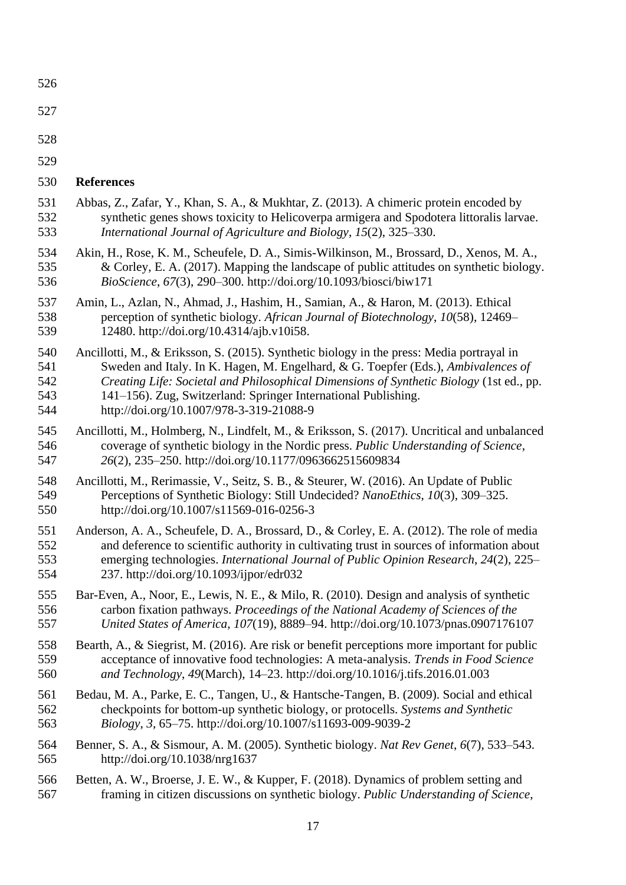## References

Abbas, Z., Zafar, Y., Khan, S. A., & Mukhtar, Z. (2013). A chimeric protein encoded by synthetic genes shows toxicity to Helicoverpa armigera and Spodotera littoralis larvae. *International Journal of Agriculture and Biology*, *15*(2), 325–330.

Akin, H., Rose, K. M., Scheufele, D. A., Simis-Wilkinson, M., Brossard, D., Xenos, M. A., & Corley, E. A. (2017). Mapping the landscape of public attitudes on synthetic biology. *BioScience*, *67*(3), 290–300. http://doi.org/10.1093/biosci/biw171

Amin, L., Azlan, N., Ahmad, J., Hashim, H., Samian, A., & Haron, M. (2013). Ethical perception of synthetic biology. *African Journal of Biotechnology*, *10*(58), 12469–12480. http://doi.org/10.4314/ajb.v10i58.

Ancillotti, M., & Eriksson, S. (2015). Synthetic biology in the press: Media portrayal in Sweden and Italy. In K. Hagen, M. Engelhard, & G. Toepfer (Eds.), *Ambivalences of Creating Life: Societal and Philosophical Dimensions of Synthetic Biology* (1st ed., pp. 141–156). Zug, Switzerland: Springer International Publishing. http://doi.org/10.1007/978-3-319-21088-9

Ancillotti, M., Holmberg, N., Lindfelt, M., & Eriksson, S. (2017). Uncritical and unbalanced coverage of synthetic biology in the Nordic press. *Public Understanding of Science*, *26*(2), 235–250. http://doi.org/10.1177/0963662515609834

Ancillotti, M., Rerimassie, V., Seitz, S. B., & Steurer, W. (2016). An Update of Public Perceptions of Synthetic Biology: Still Undecided? *NanoEthics*, *10*(3), 309–325. http://doi.org/10.1007/s11569-016-0256-3

Anderson, A. A., Scheufele, D. A., Brossard, D., & Corley, E. A. (2012). The role of media and deference to scientific authority in cultivating trust in sources of information about emerging technologies. *International Journal of Public Opinion Research*, *24*(2), 225–237. http://doi.org/10.1093/ijpor/edr032

Bar-Even, A., Noor, E., Lewis, N. E., & Milo, R. (2010). Design and analysis of synthetic carbon fixation pathways. *Proceedings of the National Academy of Sciences of the United States of America*, *107*(19), 8889–94. http://doi.org/10.1073/pnas.0907176107

Bearth, A., & Siegrist, M. (2016). Are risk or benefit perceptions more important for public acceptance of innovative food technologies: A meta-analysis. *Trends in Food Science and Technology*, *49*(March), 14–23. http://doi.org/10.1016/j.tifs.2016.01.003

Bedau, M. A., Parke, E. C., Tangen, U., & Hantsche-Tangen, B. (2009). Social and ethical checkpoints for bottom-up synthetic biology, or protocells. *Systems and Synthetic Biology*, *3*, 65–75. http://doi.org/10.1007/s11693-009-9039-2

Benner, S. A., & Sismour, A. M. (2005). Synthetic biology. *Nat Rev Genet*, *6*(7), 533–543. http://doi.org/10.1038/nrg1637

Betten, A. W., Broerse, J. E. W., & Kupper, F. (2018). Dynamics of problem setting and framing in citizen discussions on synthetic biology. *Public Understanding of Science*,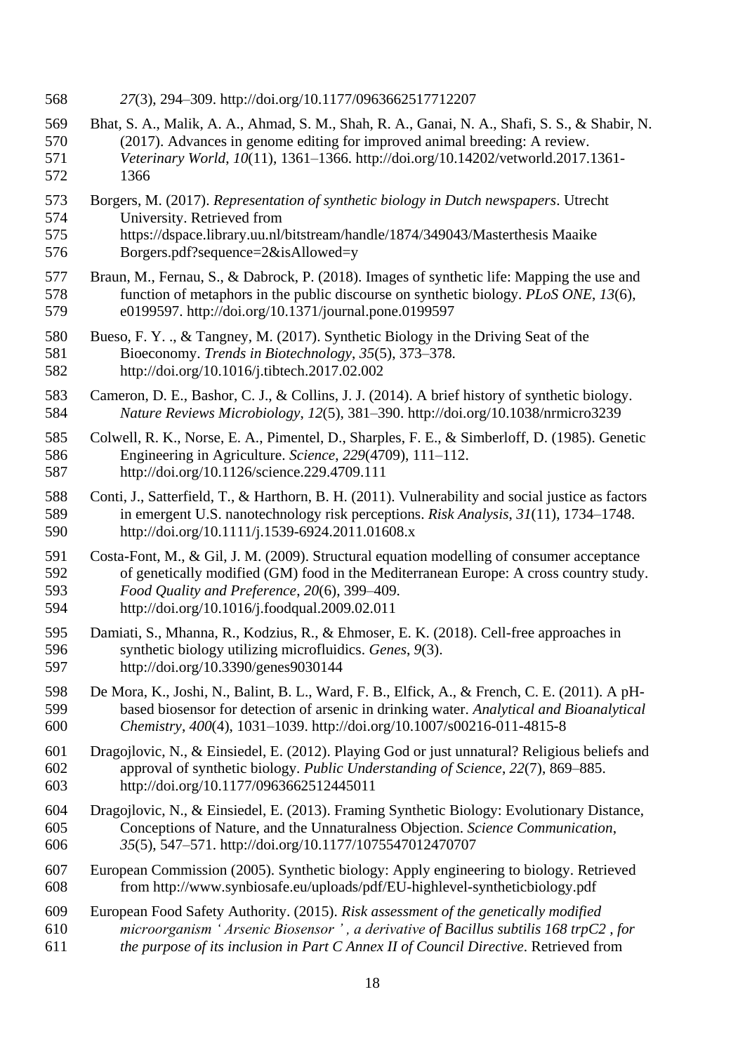*27*(3), 294–309. http://doi.org/10.1177/0963662517712207

Bhat, S. A., Malik, A. A., Ahmad, S. M., Shah, R. A., Ganai, N. A., Shafi, S. S., & Shabir, N. (2017). Advances in genome editing for improved animal breeding: A review. *Veterinary World*, *10*(11), 1361–1366. http://doi.org/10.14202/vetworld.2017.1361-1366

Borgers, M. (2017). *Representation of synthetic biology in Dutch newspapers*. Utrecht University. Retrieved from https://dspace.library.uu.nl/bitstream/handle/1874/349043/Masterthesis Maaike Borgers.pdf?sequence=2&isAllowed=y

Braun, M., Fernau, S., & Dabrock, P. (2018). Images of synthetic life: Mapping the use and function of metaphors in the public discourse on synthetic biology. *PLoS ONE*, *13*(6), e0199597. http://doi.org/10.1371/journal.pone.0199597

Bueso, F. Y. ., & Tangney, M. (2017). Synthetic Biology in the Driving Seat of the Bioeconomy. *Trends in Biotechnology*, *35*(5), 373–378. http://doi.org/10.1016/j.tibtech.2017.02.002

Cameron, D. E., Bashor, C. J., & Collins, J. J. (2014). A brief history of synthetic biology. *Nature Reviews Microbiology*, *12*(5), 381–390. http://doi.org/10.1038/nrmicro3239

Colwell, R. K., Norse, E. A., Pimentel, D., Sharples, F. E., & Simberloff, D. (1985). Genetic Engineering in Agriculture. *Science*, *229*(4709), 111–112. http://doi.org/10.1126/science.229.4709.111

Conti, J., Satterfield, T., & Harthorn, B. H. (2011). Vulnerability and social justice as factors in emergent U.S. nanotechnology risk perceptions. *Risk Analysis*, *31*(11), 1734–1748. http://doi.org/10.1111/j.1539-6924.2011.01608.x

Costa-Font, M., & Gil, J. M. (2009). Structural equation modelling of consumer acceptance of genetically modified (GM) food in the Mediterranean Europe: A cross country study. *Food Quality and Preference*, *20*(6), 399–409. http://doi.org/10.1016/j.foodqual.2009.02.011

Damiati, S., Mhanna, R., Kodzius, R., & Ehmoser, E. K. (2018). Cell-free approaches in synthetic biology utilizing microfluidics. *Genes*, *9*(3). http://doi.org/10.3390/genes9030144

De Mora, K., Joshi, N., Balint, B. L., Ward, F. B., Elfick, A., & French, C. E. (2011). A pH-based biosensor for detection of arsenic in drinking water. *Analytical and Bioanalytical Chemistry*, *400*(4), 1031–1039. http://doi.org/10.1007/s00216-011-4815-8

Dragojlovic, N., & Einsiedel, E. (2012). Playing God or just unnatural? Religious beliefs and approval of synthetic biology. *Public Understanding of Science*, *22*(7), 869–885. http://doi.org/10.1177/0963662512445011

Dragojlovic, N., & Einsiedel, E. (2013). Framing Synthetic Biology: Evolutionary Distance, Conceptions of Nature, and the Unnaturalness Objection. *Science Communication*, *35*(5), 547–571. http://doi.org/10.1177/1075547012470707

European Commission (2005). Synthetic biology: Apply engineering to biology. Retrieved from http://www.synbiosafe.eu/uploads/pdf/EU-highlevel-syntheticbiology.pdf

European Food Safety Authority. (2015). *Risk assessment of the genetically modified microorganism ' Arsenic Biosensor ' , a derivative of Bacillus subtilis 168 trpC2 , for the purpose of its inclusion in Part C Annex II of Council Directive*. Retrieved from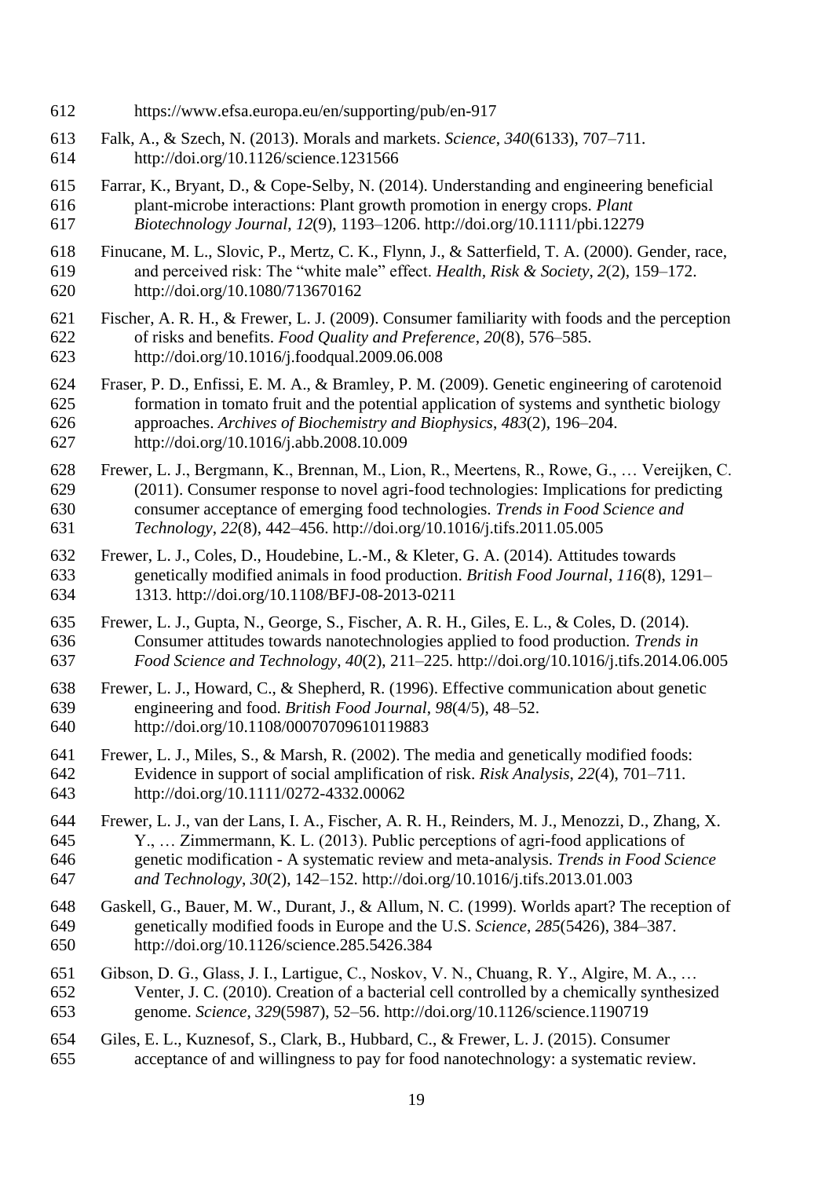https://www.efsa.europa.eu/en/supporting/pub/en-917

Falk, A., & Szech, N. (2013). Morals and markets. *Science*, *340*(6133), 707–711. http://doi.org/10.1126/science.1231566

Farrar, K., Bryant, D., & Cope-Selby, N. (2014). Understanding and engineering beneficial plant-microbe interactions: Plant growth promotion in energy crops. *Plant Biotechnology Journal*, *12*(9), 1193–1206. http://doi.org/10.1111/pbi.12279

Finucane, M. L., Slovic, P., Mertz, C. K., Flynn, J., & Satterfield, T. A. (2000). Gender, race, and perceived risk: The "white male" effect. *Health, Risk & Society*, *2*(2), 159–172. http://doi.org/10.1080/713670162

Fischer, A. R. H., & Frewer, L. J. (2009). Consumer familiarity with foods and the perception of risks and benefits. *Food Quality and Preference*, *20*(8), 576–585. http://doi.org/10.1016/j.foodqual.2009.06.008

Fraser, P. D., Enfissi, E. M. A., & Bramley, P. M. (2009). Genetic engineering of carotenoid formation in tomato fruit and the potential application of systems and synthetic biology approaches. *Archives of Biochemistry and Biophysics*, *483*(2), 196–204. http://doi.org/10.1016/j.abb.2008.10.009

Frewer, L. J., Bergmann, K., Brennan, M., Lion, R., Meertens, R., Rowe, G., … Vereijken, C. (2011). Consumer response to novel agri-food technologies: Implications for predicting consumer acceptance of emerging food technologies. *Trends in Food Science and Technology*, *22*(8), 442–456. http://doi.org/10.1016/j.tifs.2011.05.005

Frewer, L. J., Coles, D., Houdebine, L.-M., & Kleter, G. A. (2014). Attitudes towards genetically modified animals in food production. *British Food Journal*, *116*(8), 1291–1313. http://doi.org/10.1108/BFJ-08-2013-0211

Frewer, L. J., Gupta, N., George, S., Fischer, A. R. H., Giles, E. L., & Coles, D. (2014). Consumer attitudes towards nanotechnologies applied to food production. *Trends in Food Science and Technology*, *40*(2), 211–225. http://doi.org/10.1016/j.tifs.2014.06.005

Frewer, L. J., Howard, C., & Shepherd, R. (1996). Effective communication about genetic engineering and food. *British Food Journal*, *98*(4/5), 48–52. http://doi.org/10.1108/00070709610119883

Frewer, L. J., Miles, S., & Marsh, R. (2002). The media and genetically modified foods: Evidence in support of social amplification of risk. *Risk Analysis*, *22*(4), 701–711. http://doi.org/10.1111/0272-4332.00062

Frewer, L. J., van der Lans, I. A., Fischer, A. R. H., Reinders, M. J., Menozzi, D., Zhang, X. Y., … Zimmermann, K. L. (2013). Public perceptions of agri-food applications of genetic modification - A systematic review and meta-analysis. *Trends in Food Science and Technology*, *30*(2), 142–152. http://doi.org/10.1016/j.tifs.2013.01.003

Gaskell, G., Bauer, M. W., Durant, J., & Allum, N. C. (1999). Worlds apart? The reception of genetically modified foods in Europe and the U.S. *Science*, *285*(5426), 384–387. http://doi.org/10.1126/science.285.5426.384

Gibson, D. G., Glass, J. I., Lartigue, C., Noskov, V. N., Chuang, R. Y., Algire, M. A., … Venter, J. C. (2010). Creation of a bacterial cell controlled by a chemically synthesized genome. *Science*, *329*(5987), 52–56. http://doi.org/10.1126/science.1190719

Giles, E. L., Kuznesof, S., Clark, B., Hubbard, C., & Frewer, L. J. (2015). Consumer acceptance of and willingness to pay for food nanotechnology: a systematic review.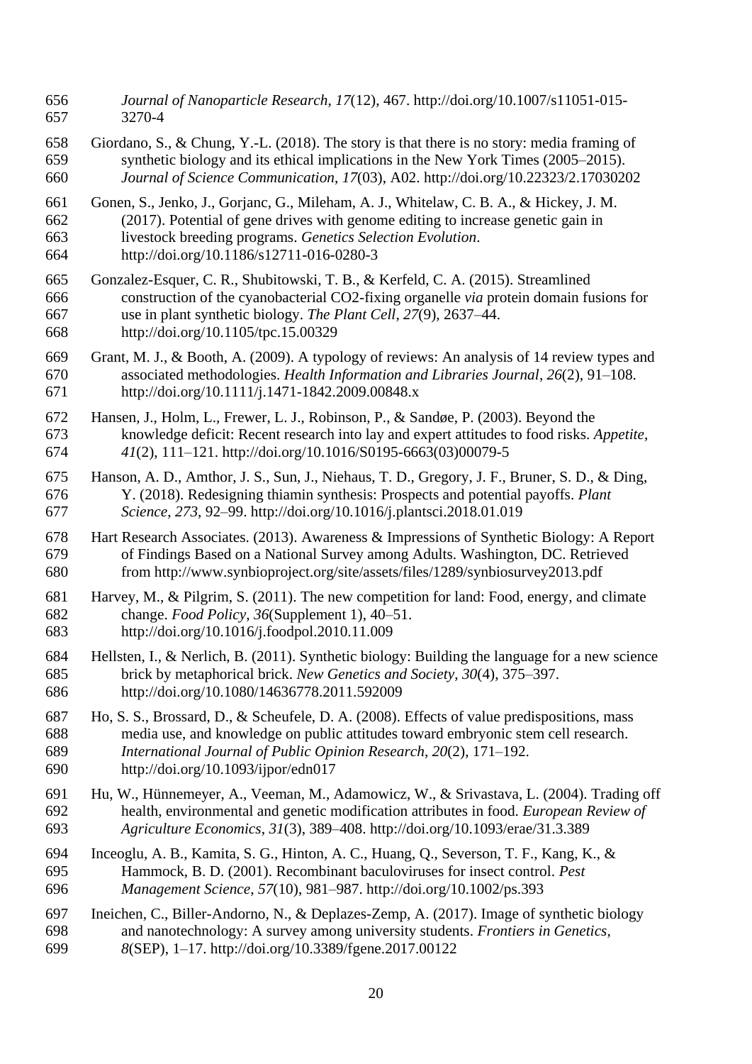*Journal of Nanoparticle Research*, *17*(12), 467. http://doi.org/10.1007/s11051-015-3270-4

Giordano, S., & Chung, Y.-L. (2018). The story is that there is no story: media framing of synthetic biology and its ethical implications in the New York Times (2005–2015). *Journal of Science Communication*, *17*(03), A02. http://doi.org/10.22323/2.17030202

Gonen, S., Jenko, J., Gorjanc, G., Mileham, A. J., Whitelaw, C. B. A., & Hickey, J. M. (2017). Potential of gene drives with genome editing to increase genetic gain in livestock breeding programs. *Genetics Selection Evolution*. http://doi.org/10.1186/s12711-016-0280-3

Gonzalez-Esquer, C. R., Shubitowski, T. B., & Kerfeld, C. A. (2015). Streamlined construction of the cyanobacterial CO2-fixing organelle *via* protein domain fusions for use in plant synthetic biology. *The Plant Cell*, *27*(9), 2637–44. http://doi.org/10.1105/tpc.15.00329

Grant, M. J., & Booth, A. (2009). A typology of reviews: An analysis of 14 review types and associated methodologies. *Health Information and Libraries Journal*, *26*(2), 91–108. http://doi.org/10.1111/j.1471-1842.2009.00848.x

Hansen, J., Holm, L., Frewer, L. J., Robinson, P., & Sandøe, P. (2003). Beyond the knowledge deficit: Recent research into lay and expert attitudes to food risks. *Appetite*, *41*(2), 111–121. http://doi.org/10.1016/S0195-6663(03)00079-5

Hanson, A. D., Amthor, J. S., Sun, J., Niehaus, T. D., Gregory, J. F., Bruner, S. D., & Ding, Y. (2018). Redesigning thiamin synthesis: Prospects and potential payoffs. *Plant Science*, *273*, 92–99. http://doi.org/10.1016/j.plantsci.2018.01.019

Hart Research Associates. (2013). Awareness & Impressions of Synthetic Biology: A Report of Findings Based on a National Survey among Adults. Washington, DC. Retrieved from http://www.synbioproject.org/site/assets/files/1289/synbiosurvey2013.pdf

Harvey, M., & Pilgrim, S. (2011). The new competition for land: Food, energy, and climate change. *Food Policy*, *36*(Supplement 1), 40–51. http://doi.org/10.1016/j.foodpol.2010.11.009

Hellsten, I., & Nerlich, B. (2011). Synthetic biology: Building the language for a new science brick by metaphorical brick. *New Genetics and Society*, *30*(4), 375–397. http://doi.org/10.1080/14636778.2011.592009

Ho, S. S., Brossard, D., & Scheufele, D. A. (2008). Effects of value predispositions, mass media use, and knowledge on public attitudes toward embryonic stem cell research. *International Journal of Public Opinion Research*, *20*(2), 171–192. http://doi.org/10.1093/ijpor/edn017

Hu, W., Hünnemeyer, A., Veeman, M., Adamowicz, W., & Srivastava, L. (2004). Trading off health, environmental and genetic modification attributes in food. *European Review of Agriculture Economics*, *31*(3), 389–408. http://doi.org/10.1093/erae/31.3.389

Inceoglu, A. B., Kamita, S. G., Hinton, A. C., Huang, Q., Severson, T. F., Kang, K., & Hammock, B. D. (2001). Recombinant baculoviruses for insect control. *Pest Management Science*, *57*(10), 981–987. http://doi.org/10.1002/ps.393

Ineichen, C., Biller-Andorno, N., & Deplazes-Zemp, A. (2017). Image of synthetic biology and nanotechnology: A survey among university students. *Frontiers in Genetics*, *8*(SEP), 1–17. http://doi.org/10.3389/fgene.2017.00122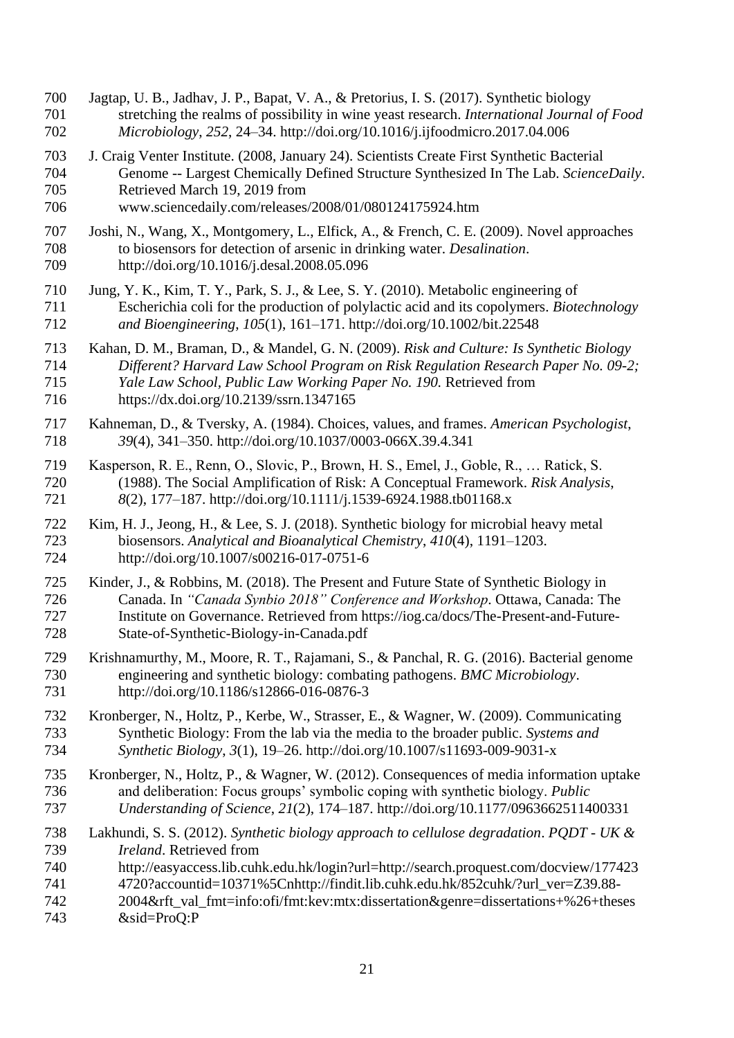Jagtap, U. B., Jadhav, J. P., Bapat, V. A., & Pretorius, I. S. (2017). Synthetic biology stretching the realms of possibility in wine yeast research. *International Journal of Food Microbiology*, *252*, 24–34. http://doi.org/10.1016/j.ijfoodmicro.2017.04.006

J. Craig Venter Institute. (2008, January 24). Scientists Create First Synthetic Bacterial Genome -- Largest Chemically Defined Structure Synthesized In The Lab. *ScienceDaily*. Retrieved March 19, 2019 from www.sciencedaily.com/releases/2008/01/080124175924.htm

Joshi, N., Wang, X., Montgomery, L., Elfick, A., & French, C. E. (2009). Novel approaches to biosensors for detection of arsenic in drinking water. *Desalination*. http://doi.org/10.1016/j.desal.2008.05.096

Jung, Y. K., Kim, T. Y., Park, S. J., & Lee, S. Y. (2010). Metabolic engineering of Escherichia coli for the production of polylactic acid and its copolymers. *Biotechnology and Bioengineering*, *105*(1), 161–171. http://doi.org/10.1002/bit.22548

Kahan, D. M., Braman, D., & Mandel, G. N. (2009). *Risk and Culture: Is Synthetic Biology Different? Harvard Law School Program on Risk Regulation Research Paper No. 09-2; Yale Law School, Public Law Working Paper No. 190.* Retrieved from https://dx.doi.org/10.2139/ssrn.1347165

Kahneman, D., & Tversky, A. (1984). Choices, values, and frames. *American Psychologist*, *39*(4), 341–350. http://doi.org/10.1037/0003-066X.39.4.341

Kasperson, R. E., Renn, O., Slovic, P., Brown, H. S., Emel, J., Goble, R., … Ratick, S. (1988). The Social Amplification of Risk: A Conceptual Framework. *Risk Analysis*, *8*(2), 177–187. http://doi.org/10.1111/j.1539-6924.1988.tb01168.x

Kim, H. J., Jeong, H., & Lee, S. J. (2018). Synthetic biology for microbial heavy metal biosensors. *Analytical and Bioanalytical Chemistry*, *410*(4), 1191–1203. http://doi.org/10.1007/s00216-017-0751-6

Kinder, J., & Robbins, M. (2018). The Present and Future State of Synthetic Biology in Canada. In *"Canada Synbio 2018" Conference and Workshop*. Ottawa, Canada: The Institute on Governance. Retrieved from https://iog.ca/docs/The-Present-and-Future-State-of-Synthetic-Biology-in-Canada.pdf

Krishnamurthy, M., Moore, R. T., Rajamani, S., & Panchal, R. G. (2016). Bacterial genome engineering and synthetic biology: combating pathogens. *BMC Microbiology*. http://doi.org/10.1186/s12866-016-0876-3

Kronberger, N., Holtz, P., Kerbe, W., Strasser, E., & Wagner, W. (2009). Communicating Synthetic Biology: From the lab via the media to the broader public. *Systems and Synthetic Biology*, *3*(1), 19–26. http://doi.org/10.1007/s11693-009-9031-x

Kronberger, N., Holtz, P., & Wagner, W. (2012). Consequences of media information uptake and deliberation: Focus groups' symbolic coping with synthetic biology. *Public Understanding of Science*, *21*(2), 174–187. http://doi.org/10.1177/0963662511400331

Lakhundi, S. S. (2012). *Synthetic biology approach to cellulose degradation*. *PQDT - UK & Ireland*. Retrieved from http://easyaccess.lib.cuhk.edu.hk/login?url=http://search.proquest.com/docview/1774234720?accountid=10371%5Cnhttp://findit.lib.cuhk.edu.hk/852cuhk/?url_ver=Z39.88-2004&rft_val_fmt=info:ofi/fmt:kev:mtx:dissertation&genre=dissertations+%26+theses&sid=ProQ:P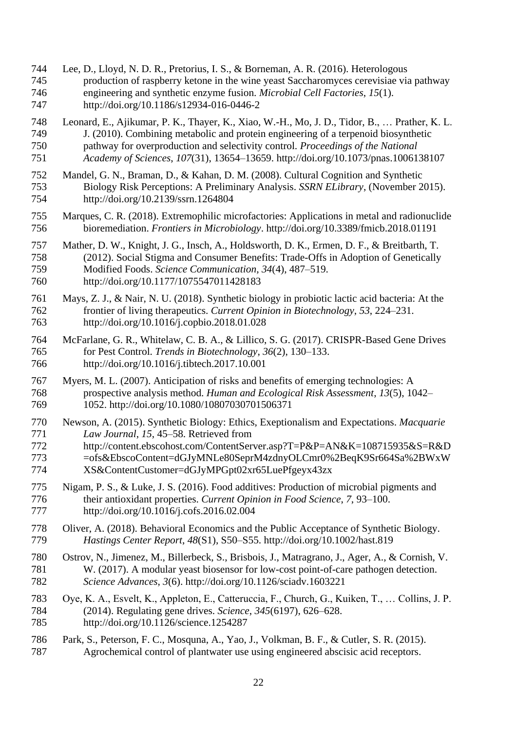Lee, D., Lloyd, N. D. R., Pretorius, I. S., & Borneman, A. R. (2016). Heterologous production of raspberry ketone in the wine yeast Saccharomyces cerevisiae via pathway engineering and synthetic enzyme fusion. *Microbial Cell Factories*, *15*(1). http://doi.org/10.1186/s12934-016-0446-2

Leonard, E., Ajikumar, P. K., Thayer, K., Xiao, W.-H., Mo, J. D., Tidor, B., … Prather, K. L. J. (2010). Combining metabolic and protein engineering of a terpenoid biosynthetic pathway for overproduction and selectivity control. *Proceedings of the National Academy of Sciences*, *107*(31), 13654–13659. http://doi.org/10.1073/pnas.1006138107

Mandel, G. N., Braman, D., & Kahan, D. M. (2008). Cultural Cognition and Synthetic Biology Risk Perceptions: A Preliminary Analysis. *SSRN ELibrary*, (November 2015). http://doi.org/10.2139/ssrn.1264804

Marques, C. R. (2018). Extremophilic microfactories: Applications in metal and radionuclide bioremediation. *Frontiers in Microbiology*. http://doi.org/10.3389/fmicb.2018.01191

Mather, D. W., Knight, J. G., Insch, A., Holdsworth, D. K., Ermen, D. F., & Breitbarth, T. (2012). Social Stigma and Consumer Benefits: Trade-Offs in Adoption of Genetically Modified Foods. *Science Communication*, *34*(4), 487–519. http://doi.org/10.1177/1075547011428183

Mays, Z. J., & Nair, N. U. (2018). Synthetic biology in probiotic lactic acid bacteria: At the frontier of living therapeutics. *Current Opinion in Biotechnology*, *53*, 224–231. http://doi.org/10.1016/j.copbio.2018.01.028

McFarlane, G. R., Whitelaw, C. B. A., & Lillico, S. G. (2017). CRISPR-Based Gene Drives for Pest Control. *Trends in Biotechnology*, *36*(2), 130–133. http://doi.org/10.1016/j.tibtech.2017.10.001

Myers, M. L. (2007). Anticipation of risks and benefits of emerging technologies: A prospective analysis method. *Human and Ecological Risk Assessment*, *13*(5), 1042–1052. http://doi.org/10.1080/10807030701506371

Newson, A. (2015). Synthetic Biology: Ethics, Exeptionalism and Expectations. *Macquarie Law Journal*, *15*, 45–58. Retrieved from http://content.ebscohost.com/ContentServer.asp?T=P&P=AN&K=108715935&S=R&D=ofs&EbscoContent=dGJyMNLe80SeprM4zdnyOLCmr0%2BeqK9Sr664Sa%2BWxWXS&ContentCustomer=dGJyMPGpt02xr65LuePfgeyx43zx

Nigam, P. S., & Luke, J. S. (2016). Food additives: Production of microbial pigments and their antioxidant properties. *Current Opinion in Food Science*, *7*, 93–100. http://doi.org/10.1016/j.cofs.2016.02.004

Oliver, A. (2018). Behavioral Economics and the Public Acceptance of Synthetic Biology. *Hastings Center Report*, *48*(S1), S50–S55. http://doi.org/10.1002/hast.819

Ostrov, N., Jimenez, M., Billerbeck, S., Brisbois, J., Matragrano, J., Ager, A., & Cornish, V. W. (2017). A modular yeast biosensor for low-cost point-of-care pathogen detection. *Science Advances*, *3*(6). http://doi.org/10.1126/sciadv.1603221

Oye, K. A., Esvelt, K., Appleton, E., Catteruccia, F., Church, G., Kuiken, T., … Collins, J. P. (2014). Regulating gene drives. *Science*, *345*(6197), 626–628. http://doi.org/10.1126/science.1254287

Park, S., Peterson, F. C., Mosquna, A., Yao, J., Volkman, B. F., & Cutler, S. R. (2015). Agrochemical control of plantwater use using engineered abscisic acid receptors.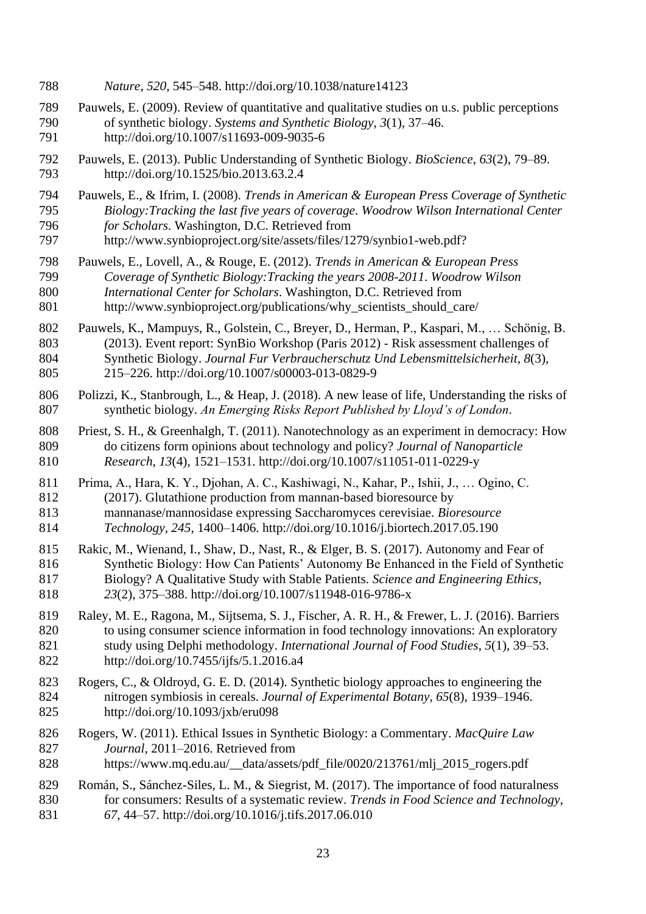*Nature*, *520*, 545–548. http://doi.org/10.1038/nature14123

Pauwels, E. (2009). Review of quantitative and qualitative studies on u.s. public perceptions of synthetic biology. *Systems and Synthetic Biology*, *3*(1), 37–46. http://doi.org/10.1007/s11693-009-9035-6

Pauwels, E. (2013). Public Understanding of Synthetic Biology. *BioScience*, *63*(2), 79–89. http://doi.org/10.1525/bio.2013.63.2.4

Pauwels, E., & Ifrim, I. (2008). *Trends in American & European Press Coverage of Synthetic Biology:Tracking the last five years of coverage*. *Woodrow Wilson International Center for Scholars*. Washington, D.C. Retrieved from http://www.synbioproject.org/site/assets/files/1279/synbio1-web.pdf?

Pauwels, E., Lovell, A., & Rouge, E. (2012). *Trends in American & European Press Coverage of Synthetic Biology:Tracking the years 2008-2011*. *Woodrow Wilson International Center for Scholars*. Washington, D.C. Retrieved from http://www.synbioproject.org/publications/why_scientists_should_care/

Pauwels, K., Mampuys, R., Golstein, C., Breyer, D., Herman, P., Kaspari, M., … Schönig, B. (2013). Event report: SynBio Workshop (Paris 2012) - Risk assessment challenges of Synthetic Biology. *Journal Fur Verbraucherschutz Und Lebensmittelsicherheit*, *8*(3), 215–226. http://doi.org/10.1007/s00003-013-0829-9

Polizzi, K., Stanbrough, L., & Heap, J. (2018). A new lease of life, Understanding the risks of synthetic biology. *An Emerging Risks Report Published by Lloyd's of London*.

Priest, S. H., & Greenhalgh, T. (2011). Nanotechnology as an experiment in democracy: How do citizens form opinions about technology and policy? *Journal of Nanoparticle Research*, *13*(4), 1521–1531. http://doi.org/10.1007/s11051-011-0229-y

Prima, A., Hara, K. Y., Djohan, A. C., Kashiwagi, N., Kahar, P., Ishii, J., … Ogino, C. (2017). Glutathione production from mannan-based bioresource by mannanase/mannosidase expressing Saccharomyces cerevisiae. *Bioresource Technology*, *245*, 1400–1406. http://doi.org/10.1016/j.biortech.2017.05.190

Rakic, M., Wienand, I., Shaw, D., Nast, R., & Elger, B. S. (2017). Autonomy and Fear of Synthetic Biology: How Can Patients' Autonomy Be Enhanced in the Field of Synthetic Biology? A Qualitative Study with Stable Patients. *Science and Engineering Ethics*, *23*(2), 375–388. http://doi.org/10.1007/s11948-016-9786-x

Raley, M. E., Ragona, M., Sijtsema, S. J., Fischer, A. R. H., & Frewer, L. J. (2016). Barriers to using consumer science information in food technology innovations: An exploratory study using Delphi methodology. *International Journal of Food Studies*, *5*(1), 39–53. http://doi.org/10.7455/ijfs/5.1.2016.a4

Rogers, C., & Oldroyd, G. E. D. (2014). Synthetic biology approaches to engineering the nitrogen symbiosis in cereals. *Journal of Experimental Botany*, *65*(8), 1939–1946. http://doi.org/10.1093/jxb/eru098

Rogers, W. (2011). Ethical Issues in Synthetic Biology: a Commentary. *MacQuire Law Journal*, 2011–2016. Retrieved from https://www.mq.edu.au/__data/assets/pdf_file/0020/213761/mlj_2015_rogers.pdf

Román, S., Sánchez-Siles, L. M., & Siegrist, M. (2017). The importance of food naturalness for consumers: Results of a systematic review. *Trends in Food Science and Technology*, *67*, 44–57. http://doi.org/10.1016/j.tifs.2017.06.010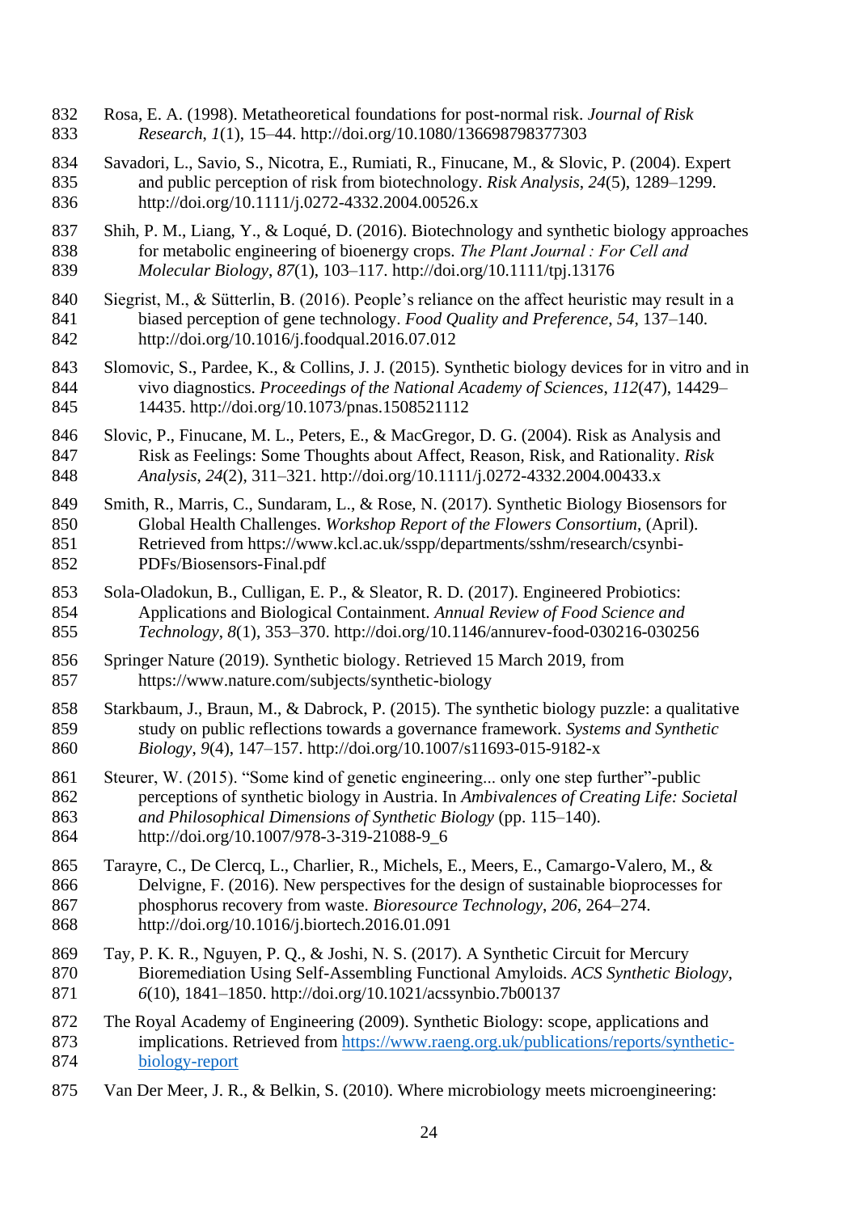Rosa, E. A. (1998). Metatheoretical foundations for post-normal risk. *Journal of Risk Research*, *1*(1), 15–44. http://doi.org/10.1080/136698798377303

Savadori, L., Savio, S., Nicotra, E., Rumiati, R., Finucane, M., & Slovic, P. (2004). Expert and public perception of risk from biotechnology. *Risk Analysis*, *24*(5), 1289–1299. http://doi.org/10.1111/j.0272-4332.2004.00526.x

Shih, P. M., Liang, Y., & Loqué, D. (2016). Biotechnology and synthetic biology approaches for metabolic engineering of bioenergy crops. *The Plant Journal : For Cell and Molecular Biology*, *87*(1), 103–117. http://doi.org/10.1111/tpj.13176

Siegrist, M., & Sütterlin, B. (2016). People's reliance on the affect heuristic may result in a biased perception of gene technology. *Food Quality and Preference*, *54*, 137–140. http://doi.org/10.1016/j.foodqual.2016.07.012

Slomovic, S., Pardee, K., & Collins, J. J. (2015). Synthetic biology devices for in vitro and in vivo diagnostics. *Proceedings of the National Academy of Sciences*, *112*(47), 14429–14435. http://doi.org/10.1073/pnas.1508521112

Slovic, P., Finucane, M. L., Peters, E., & MacGregor, D. G. (2004). Risk as Analysis and Risk as Feelings: Some Thoughts about Affect, Reason, Risk, and Rationality. *Risk Analysis*, *24*(2), 311–321. http://doi.org/10.1111/j.0272-4332.2004.00433.x

Smith, R., Marris, C., Sundaram, L., & Rose, N. (2017). Synthetic Biology Biosensors for Global Health Challenges. *Workshop Report of the Flowers Consortium*, (April). Retrieved from https://www.kcl.ac.uk/sspp/departments/sshm/research/csynbi-PDFs/Biosensors-Final.pdf

Sola-Oladokun, B., Culligan, E. P., & Sleator, R. D. (2017). Engineered Probiotics: Applications and Biological Containment. *Annual Review of Food Science and Technology*, *8*(1), 353–370. http://doi.org/10.1146/annurev-food-030216-030256

Springer Nature (2019). Synthetic biology. Retrieved 15 March 2019, from https://www.nature.com/subjects/synthetic-biology

Starkbaum, J., Braun, M., & Dabrock, P. (2015). The synthetic biology puzzle: a qualitative study on public reflections towards a governance framework. *Systems and Synthetic Biology*, *9*(4), 147–157. http://doi.org/10.1007/s11693-015-9182-x

Steurer, W. (2015). "Some kind of genetic engineering... only one step further"-public perceptions of synthetic biology in Austria. In *Ambivalences of Creating Life: Societal and Philosophical Dimensions of Synthetic Biology* (pp. 115–140). http://doi.org/10.1007/978-3-319-21088-9_6

Tarayre, C., De Clercq, L., Charlier, R., Michels, E., Meers, E., Camargo-Valero, M., & Delvigne, F. (2016). New perspectives for the design of sustainable bioprocesses for phosphorus recovery from waste. *Bioresource Technology*, *206*, 264–274. http://doi.org/10.1016/j.biortech.2016.01.091

Tay, P. K. R., Nguyen, P. Q., & Joshi, N. S. (2017). A Synthetic Circuit for Mercury Bioremediation Using Self-Assembling Functional Amyloids. *ACS Synthetic Biology*, *6*(10), 1841–1850. http://doi.org/10.1021/acssynbio.7b00137

The Royal Academy of Engineering (2009). Synthetic Biology: scope, applications and implications. Retrieved from https://www.raeng.org.uk/publications/reports/synthetic-biology-report

Van Der Meer, J. R., & Belkin, S. (2010). Where microbiology meets microengineering: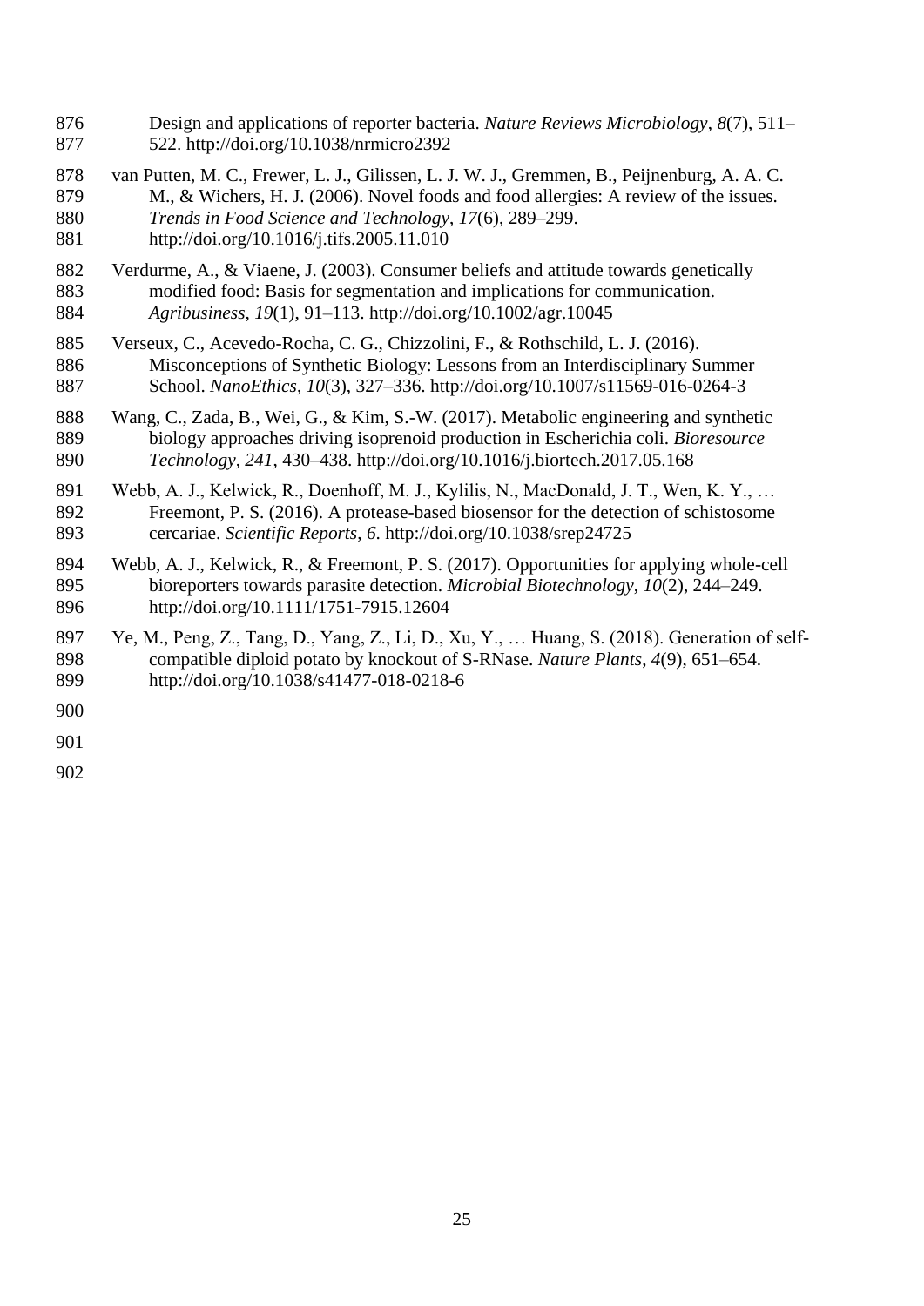Design and applications of reporter bacteria. *Nature Reviews Microbiology*, *8*(7), 511–522. http://doi.org/10.1038/nrmicro2392

van Putten, M. C., Frewer, L. J., Gilissen, L. J. W. J., Gremmen, B., Peijnenburg, A. A. C. M., & Wichers, H. J. (2006). Novel foods and food allergies: A review of the issues. *Trends in Food Science and Technology*, *17*(6), 289–299. http://doi.org/10.1016/j.tifs.2005.11.010

Verdurme, A., & Viaene, J. (2003). Consumer beliefs and attitude towards genetically modified food: Basis for segmentation and implications for communication. *Agribusiness*, *19*(1), 91–113. http://doi.org/10.1002/agr.10045

Verseux, C., Acevedo-Rocha, C. G., Chizzolini, F., & Rothschild, L. J. (2016). Misconceptions of Synthetic Biology: Lessons from an Interdisciplinary Summer School. *NanoEthics*, *10*(3), 327–336. http://doi.org/10.1007/s11569-016-0264-3

Wang, C., Zada, B., Wei, G., & Kim, S.-W. (2017). Metabolic engineering and synthetic biology approaches driving isoprenoid production in Escherichia coli. *Bioresource Technology*, *241*, 430–438. http://doi.org/10.1016/j.biortech.2017.05.168

Webb, A. J., Kelwick, R., Doenhoff, M. J., Kylilis, N., MacDonald, J. T., Wen, K. Y., … Freemont, P. S. (2016). A protease-based biosensor for the detection of schistosome cercariae. *Scientific Reports*, *6*. http://doi.org/10.1038/srep24725

Webb, A. J., Kelwick, R., & Freemont, P. S. (2017). Opportunities for applying whole-cell bioreporters towards parasite detection. *Microbial Biotechnology*, *10*(2), 244–249. http://doi.org/10.1111/1751-7915.12604

Ye, M., Peng, Z., Tang, D., Yang, Z., Li, D., Xu, Y., … Huang, S. (2018). Generation of self-compatible diploid potato by knockout of S-RNase. *Nature Plants*, *4*(9), 651–654. http://doi.org/10.1038/s41477-018-0218-6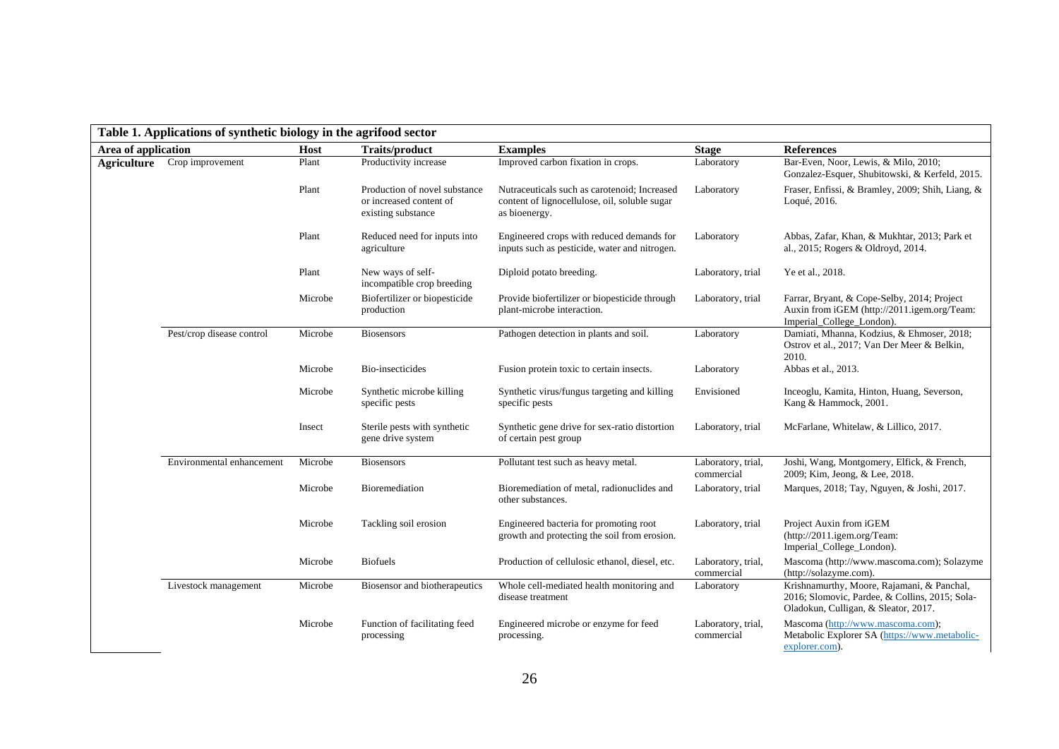**Table 1. Applications of synthetic biology in the agrifood sector**

| Area of application | | Host | Traits/product | Examples | Stage | References |
|---|---|---|---|---|---|---|
| **Agriculture** | Crop improvement | Plant | Productivity increase | Improved carbon fixation in crops. | Laboratory | Bar-Even, Noor, Lewis, & Milo, 2010; Gonzalez-Esquer, Shubitowski, & Kerfeld, 2015. |
| | | Plant | Production of novel substance or increased content of existing substance | Nutraceuticals such as carotenoid; Increased content of lignocellulose, oil, soluble sugar as bioenergy. | Laboratory | Fraser, Enfissi, & Bramley, 2009; Shih, Liang, & Loqué, 2016. |
| | | Plant | Reduced need for inputs into agriculture | Engineered crops with reduced demands for inputs such as pesticide, water and nitrogen. | Laboratory | Abbas, Zafar, Khan, & Mukhtar, 2013; Park et al., 2015; Rogers & Oldroyd, 2014. |
| | | Plant | New ways of self-incompatible crop breeding | Diploid potato breeding. | Laboratory, trial | Ye et al., 2018. |
| | | Microbe | Biofertilizer or biopesticide production | Provide biofertilizer or biopesticide through plant-microbe interaction. | Laboratory, trial | Farrar, Bryant, & Cope-Selby, 2014; Project Auxin from iGEM (http://2011.igem.org/Team:Imperial_College_London). |
| | Pest/crop disease control | Microbe | Biosensors | Pathogen detection in plants and soil. | Laboratory | Damiati, Mhanna, Kodzius, & Ehmoser, 2018; Ostrov et al., 2017; Van Der Meer & Belkin, 2010. |
| | | Microbe | Bio-insecticides | Fusion protein toxic to certain insects. | Laboratory | Abbas et al., 2013. |
| | | Microbe | Synthetic microbe killing specific pests | Synthetic virus/fungus targeting and killing specific pests | Envisioned | Inceoglu, Kamita, Hinton, Huang, Severson, Kang & Hammock, 2001. |
| | | Insect | Sterile pests with synthetic gene drive system | Synthetic gene drive for sex-ratio distortion of certain pest group | Laboratory, trial | McFarlane, Whitelaw, & Lillico, 2017. |
| | Environmental enhancement | Microbe | Biosensors | Pollutant test such as heavy metal. | Laboratory, trial, commercial | Joshi, Wang, Montgomery, Elfick, & French, 2009; Kim, Jeong, & Lee, 2018. |
| | | Microbe | Bioremediation | Bioremediation of metal, radionuclides and other substances. | Laboratory, trial | Marques, 2018; Tay, Nguyen, & Joshi, 2017. |
| | | Microbe | Tackling soil erosion | Engineered bacteria for promoting root growth and protecting the soil from erosion. | Laboratory, trial | Project Auxin from iGEM (http://2011.igem.org/Team:Imperial_College_London). |
| | | Microbe | Biofuels | Production of cellulosic ethanol, diesel, etc. | Laboratory, trial, commercial | Mascoma (http://www.mascoma.com); Solazyme (http://solazyme.com). |
| | Livestock management | Microbe | Biosensor and biotherapeutics | Whole cell-mediated health monitoring and disease treatment | Laboratory | Krishnamurthy, Moore, Rajamani, & Panchal, 2016; Slomovic, Pardee, & Collins, 2015; Sola-Oladokun, Culligan, & Sleator, 2017. |
| | | Microbe | Function of facilitating feed processing | Engineered microbe or enzyme for feed processing. | Laboratory, trial, commercial | Mascoma (http://www.mascoma.com); Metabolic Explorer SA (https://www.metabolic-explorer.com). |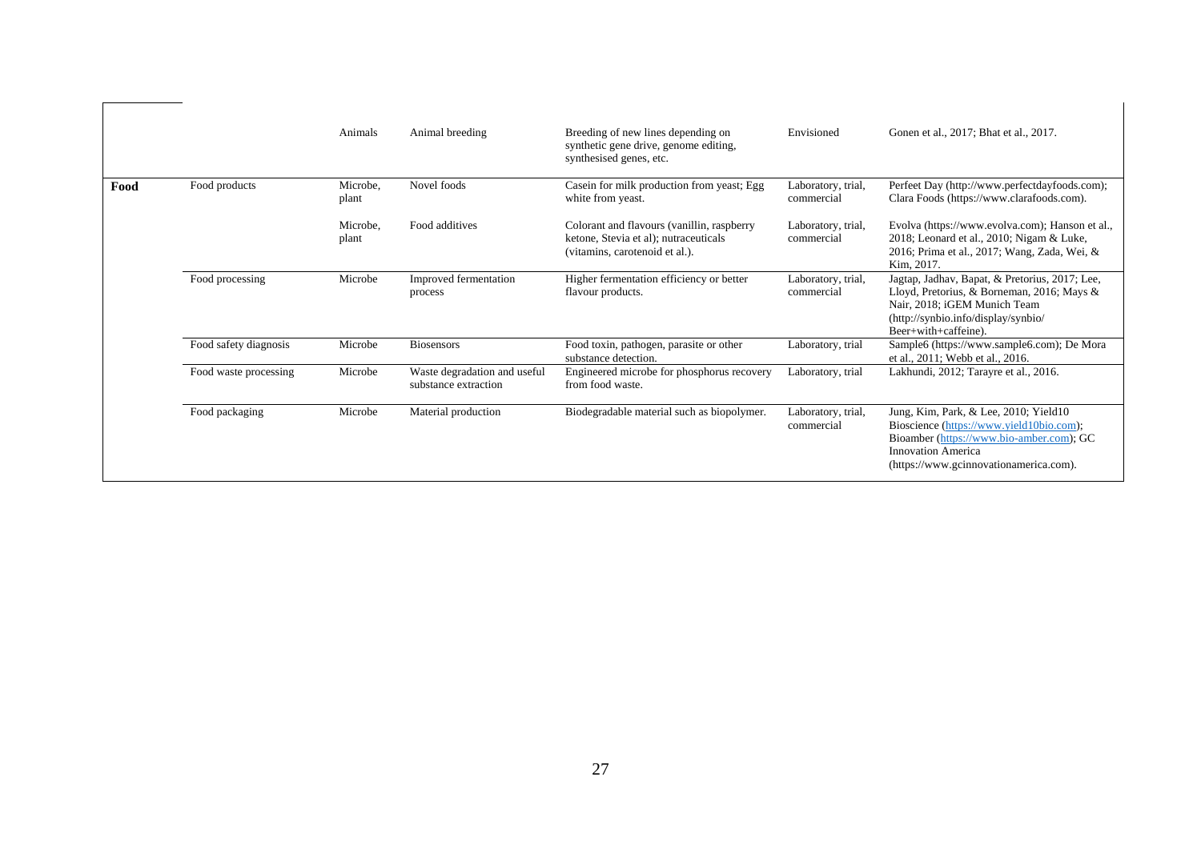| | | | | | | |
|---|---|---|---|---|---|---|
| | | Animals | Animal breeding | Breeding of new lines depending on synthetic gene drive, genome editing, synthesised genes, etc. | Envisioned | Gonen et al., 2017; Bhat et al., 2017. |
| **Food** | Food products | Microbe, plant | Novel foods | Casein for milk production from yeast; Egg white from yeast. | Laboratory, trial, commercial | Perfeet Day (http://www.perfectdayfoods.com); Clara Foods (https://www.clarafoods.com). |
| | | Microbe, plant | Food additives | Colorant and flavours (vanillin, raspberry ketone, Stevia et al); nutraceuticals (vitamins, carotenoid et al.). | Laboratory, trial, commercial | Evolva (https://www.evolva.com); Hanson et al., 2018; Leonard et al., 2010; Nigam & Luke, 2016; Prima et al., 2017; Wang, Zada, Wei, & Kim, 2017. |
| | Food processing | Microbe | Improved fermentation process | Higher fermentation efficiency or better flavour products. | Laboratory, trial, commercial | Jagtap, Jadhav, Bapat, & Pretorius, 2017; Lee, Lloyd, Pretorius, & Borneman, 2016; Mays & Nair, 2018; iGEM Munich Team (http://synbio.info/display/synbio/Beer+with+caffeine). |
| | Food safety diagnosis | Microbe | Biosensors | Food toxin, pathogen, parasite or other substance detection. | Laboratory, trial | Sample6 (https://www.sample6.com); De Mora et al., 2011; Webb et al., 2016. |
| | Food waste processing | Microbe | Waste degradation and useful substance extraction | Engineered microbe for phosphorus recovery from food waste. | Laboratory, trial | Lakhundi, 2012; Tarayre et al., 2016. |
| | Food packaging | Microbe | Material production | Biodegradable material such as biopolymer. | Laboratory, trial, commercial | Jung, Kim, Park, & Lee, 2010; Yield10 Bioscience (https://www.yield10bio.com); Bioamber (https://www.bio-amber.com); GC Innovation America (https://www.gcinnovationamerica.com). |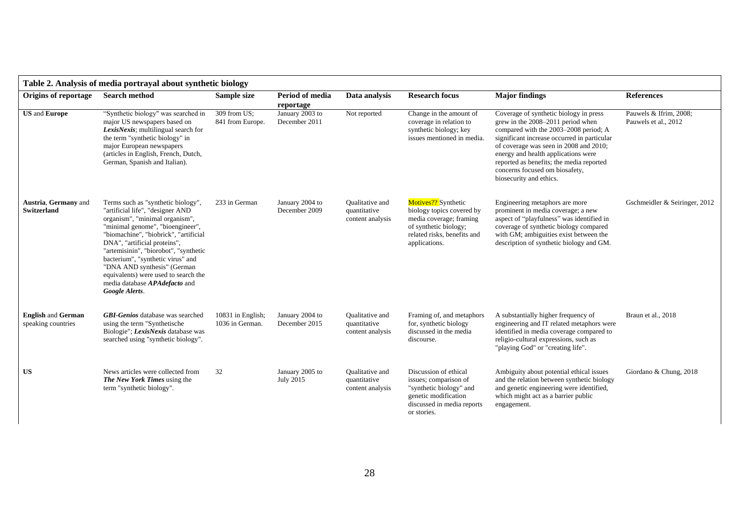**Table 2. Analysis of media portrayal about synthetic biology**

| Origins of reportage | Search method | Sample size | Period of media reportage | Data analysis | Research focus | Major findings | References |
|---|---|---|---|---|---|---|---|
| **US** and **Europe** | "Synthetic biology" was searched in major US newspapers based on ***LexisNexis***; multilingual search for the term "synthetic biology" in major European newspapers (articles in English, French, Dutch, German, Spanish and Italian). | 309 from US; 841 from Europe. | January 2003 to December 2011 | Not reported | Change in the amount of coverage in relation to synthetic biology; key issues mentioned in media. | Coverage of synthetic biology in press grew in the 2008–2011 period when compared with the 2003–2008 period; A significant increase occurred in particular of coverage was seen in 2008 and 2010; energy and health applications were reported as benefits; the media reported concerns focused om biosafety, biosecurity and ethics. | Pauwels & Ifrim, 2008; Pauwels et al., 2012 |
| **Austria**, **Germany** and **Switzerland** | Terms such as "synthetic biology", "artificial life", "designer AND organism", "minimal organism", "minimal genome", "bioengineer", "biomachine", "biobrick", "artificial DNA", "artificial proteins", "artemisinin", "biorobot", "synthetic bacterium", "synthetic virus" and "DNA AND synthesis" (German equivalents) were used to search the media database ***APAdefacto*** and ***Google Alerts***. | 233 in German | January 2004 to December 2009 | Qualitative and quantitative content analysis | Motives?? Synthetic biology topics covered by media coverage; framing of synthetic biology; related risks, benefits and applications. | Engineering metaphors are more prominent in media coverage; a new aspect of "playfulness" was identified in coverage of synthetic biology compared with GM; ambiguities exist between the description of synthetic biology and GM. | Gschmeidler & Seiringer, 2012 |
| **English** and **German** speaking countries | ***GBI-Genios*** database was searched using the term "Synthetische Biologie"; ***LexisNexis*** database was searched using "synthetic biology". | 10831 in English; 1036 in German. | January 2004 to December 2015 | Qualitative and quantitative content analysis | Framing of, and metaphors for, synthetic biology discussed in the media discourse. | A substantially higher frequency of engineering and IT related metaphors were identified in media coverage compared to religio-cultural expressions, such as "playing God" or "creating life". | Braun et al., 2018 |
| **US** | News articles were collected from ***The New York Times*** using the term "synthetic biology". | 32 | January 2005 to July 2015 | Qualitative and quantitative content analysis | Discussion of ethical issues; comparison of "synthetic biology" and genetic modification discussed in media reports or stories. | Ambiguity about potential ethical issues and the relation between synthetic biology and genetic engineering were identified, which might act as a barrier public engagement. | Giordano & Chung, 2018 |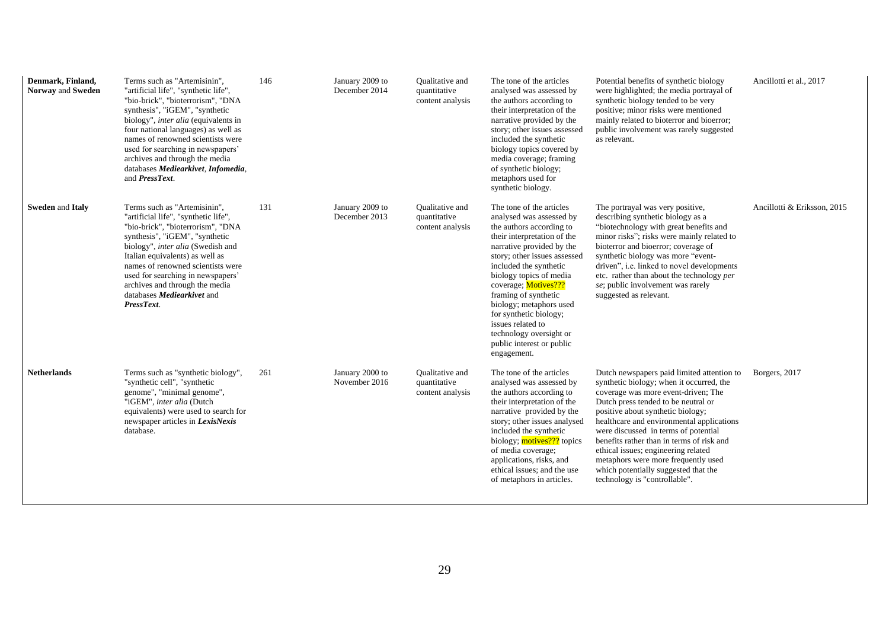| **Denmark, Finland, Norway** and **Sweden** | Terms such as "Artemisinin", "artificial life", "synthetic life", "bio-brick", "bioterrorism", "DNA synthesis", "iGEM", "synthetic biology", *inter alia* (equivalents in four national languages) as well as names of renowned scientists were used for searching in newspapers' archives and through the media databases ***Mediearkivet***, ***Infomedia***, and ***PressText***. | 146 | January 2009 to December 2014 | Qualitative and quantitative content analysis | The tone of the articles analysed was assessed by the authors according to their interpretation of the narrative provided by the story; other issues assessed included the synthetic biology topics covered by media coverage; framing of synthetic biology; metaphors used for synthetic biology. | Potential benefits of synthetic biology were highlighted; the media portrayal of synthetic biology tended to be very positive; minor risks were mentioned mainly related to bioterror and bioerror; public involvement was rarely suggested as relevant. | Ancillotti et al., 2017 |
|---|---|---|---|---|---|---|---|
| **Sweden** and **Italy** | Terms such as "Artemisinin", "artificial life", "synthetic life", "bio-brick", "bioterrorism", "DNA synthesis", "iGEM", "synthetic biology", *inter alia* (Swedish and Italian equivalents) as well as names of renowned scientists were used for searching in newspapers' archives and through the media databases ***Mediearkivet*** and ***PressText***. | 131 | January 2009 to December 2013 | Qualitative and quantitative content analysis | The tone of the articles analysed was assessed by the authors according to their interpretation of the narrative provided by the story; other issues assessed included the synthetic biology topics of media coverage; Motives??? framing of synthetic biology; metaphors used for synthetic biology; issues related to technology oversight or public interest or public engagement. | The portrayal was very positive, describing synthetic biology as a "biotechnology with great benefits and minor risks"; risks were mainly related to bioterror and bioerror; coverage of synthetic biology was more "event-driven", i.e. linked to novel developments etc. rather than about the technology *per se*; public involvement was rarely suggested as relevant. | Ancillotti & Eriksson, 2015 |
| **Netherlands** | Terms such as "synthetic biology", "synthetic cell", "synthetic genome", "minimal genome", "iGEM", *inter alia* (Dutch equivalents) were used to search for newspaper articles in ***LexisNexis*** database. | 261 | January 2000 to November 2016 | Qualitative and quantitative content analysis | The tone of the articles analysed was assessed by the authors according to their interpretation of the narrative provided by the story; other issues analysed included the synthetic biology; motives??? topics of media coverage; applications, risks, and ethical issues; and the use of metaphors in articles. | Dutch newspapers paid limited attention to synthetic biology; when it occurred, the coverage was more event-driven; The Dutch press tended to be neutral or positive about synthetic biology; healthcare and environmental applications were discussed in terms of potential benefits rather than in terms of risk and ethical issues; engineering related metaphors were more frequently used which potentially suggested that the technology is "controllable". | Borgers, 2017 |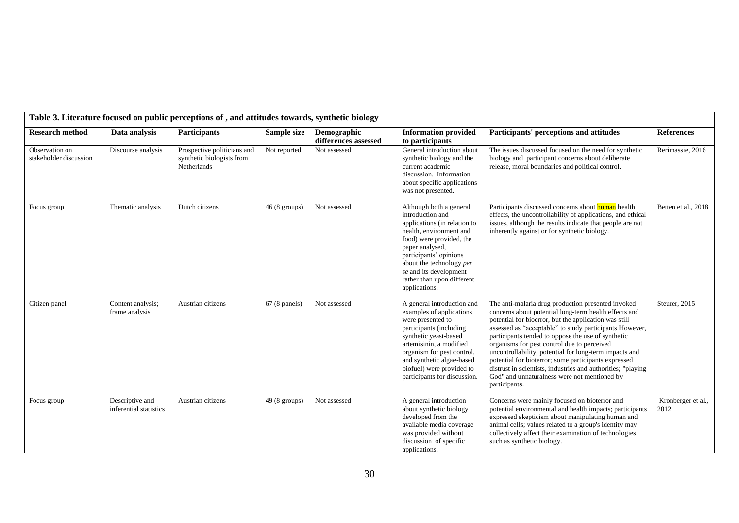**Table 3. Literature focused on public perceptions of , and attitudes towards, synthetic biology**

| Research method | Data analysis | Participants | Sample size | Demographic differences assessed | Information provided to participants | Participants' perceptions and attitudes | References |
|---|---|---|---|---|---|---|---|
| Observation on stakeholder discussion | Discourse analysis | Prospective politicians and synthetic biologists from Netherlands | Not reported | Not assessed | General introduction about synthetic biology and the current academic discussion. Information about specific applications was not presented. | The issues discussed focused on the need for synthetic biology and participant concerns about deliberate release, moral boundaries and political control. | Rerimassie, 2016 |
| Focus group | Thematic analysis | Dutch citizens | 46 (8 groups) | Not assessed | Although both a general introduction and applications (in relation to health, environment and food) were provided, the paper analysed, participants' opinions about the technology *per se* and its development rather than upon different applications. | Participants discussed concerns about human health effects, the uncontrollability of applications, and ethical issues, although the results indicate that people are not inherently against or for synthetic biology. | Betten et al., 2018 |
| Citizen panel | Content analysis; frame analysis | Austrian citizens | 67 (8 panels) | Not assessed | A general introduction and examples of applications were presented to participants (including synthetic yeast-based artemisinin, a modified organism for pest control, and synthetic algae-based biofuel) were provided to participants for discussion. | The anti-malaria drug production presented invoked concerns about potential long-term health effects and potential for bioerror, but the application was still assessed as "acceptable" to study participants However, participants tended to oppose the use of synthetic organisms for pest control due to perceived uncontrollability, potential for long-term impacts and potential for bioerror; some participants expressed distrust in scientists, industries and authorities; "playing God" and unnaturalness were not mentioned by participants. | Steurer, 2015 |
| Focus group | Descriptive and inferential statistics | Austrian citizens | 49 (8 groups) | Not assessed | A general introduction about synthetic biology developed from the available media coverage was provided without discussion of specific applications. | Concerns were mainly focused on bioterror and potential environmental and health impacts; participants expressed skepticism about manipulating human and animal cells; values related to a group's identity may collectively affect their examination of technologies such as synthetic biology. | Kronberger et al., 2012 |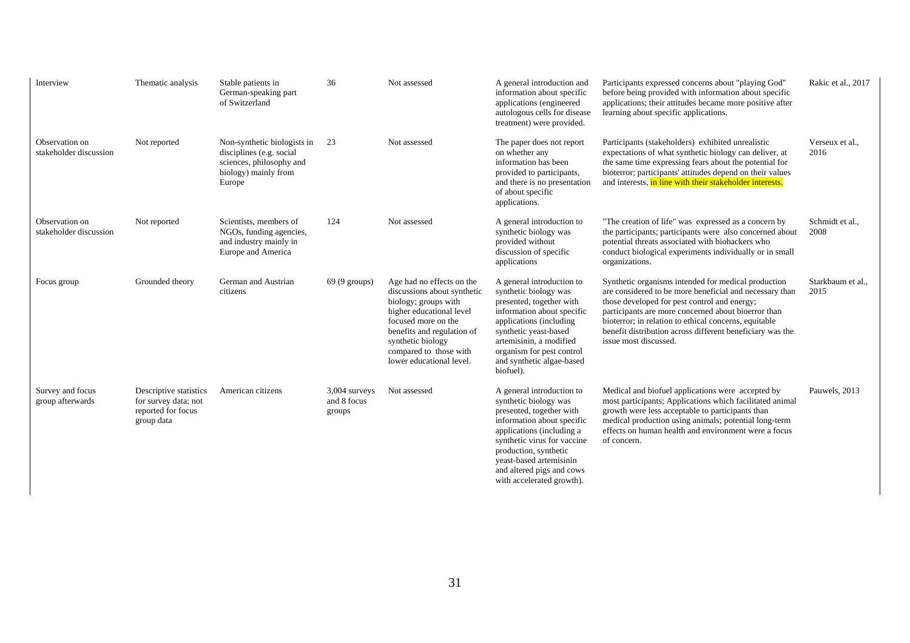| | | | | | | | |
|---|---|---|---|---|---|---|---|
| Interview | Thematic analysis | Stable patients in German-speaking part of Switzerland | 36 | Not assessed | A general introduction and information about specific applications (engineered autologous cells for disease treatment) were provided. | Participants expressed concerns about "playing God" before being provided with information about specific applications; their attitudes became more positive after learning about specific applications. | Rakic et al., 2017 |
| Observation on stakeholder discussion | Not reported | Non-synthetic biologists in disciplines (e.g. social sciences, philosophy and biology) mainly from Europe | 23 | Not assessed | The paper does not report on whether any information has been provided to participants, and there is no presentation of about specific applications. | Participants (stakeholders) exhibited unrealistic expectations of what synthetic biology can deliver, at the same time expressing fears about the potential for bioterror; participants' attitudes depend on their values and interests, in line with their stakeholder interests. | Verseux et al., 2016 |
| Observation on stakeholder discussion | Not reported | Scientists, members of NGOs, funding agencies, and industry mainly in Europe and America | 124 | Not assessed | A general introduction to synthetic biology was provided without discussion of specific applications | "The creation of life" was expressed as a concern by the participants; participants were also concerned about potential threats associated with biohackers who conduct biological experiments individually or in small organizations. | Schmidt et al., 2008 |
| Focus group | Grounded theory | German and Austrian citizens | 69 (9 groups) | Age had no effects on the discussions about synthetic biology; groups with higher educational level focused more on the benefits and regulation of synthetic biology compared to those with lower educational level. | A general introduction to synthetic biology was presented, together with information about specific applications (including synthetic yeast-based artemisinin, a modified organism for pest control and synthetic algae-based biofuel). | Synthetic organisms intended for medical production are considered to be more beneficial and necessary than those developed for pest control and energy; participants are more concerned about bioerror than bioterror; in relation to ethical concerns, equitable benefit distribution across different beneficiary was the issue most discussed. | Starkbaum et al., 2015 |
| Survey and focus group afterwards | Descriptive statistics for survey data; not reported for focus group data | American citizens | 3,004 surveys and 8 focus groups | Not assessed | A general introduction to synthetic biology was presented, together with information about specific applications (including a synthetic virus for vaccine production, synthetic yeast-based artemisinin and altered pigs and cows with accelerated growth). | Medical and biofuel applications were accepted by most participants; Applications which facilitated animal growth were less acceptable to participants than medical production using animals; potential long-term effects on human health and environment were a focus of concern. | Pauwels, 2013 |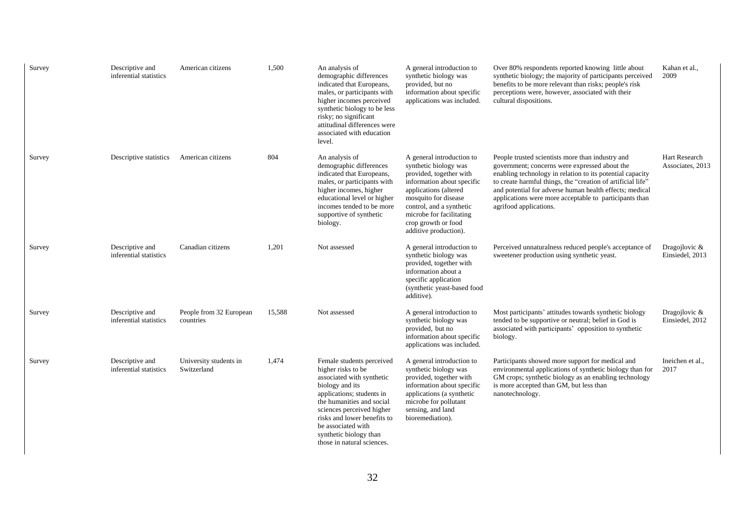| Survey | Descriptive and inferential statistics | American citizens | 1,500 | An analysis of demographic differences indicated that Europeans, males, or participants with higher incomes perceived synthetic biology to be less risky; no significant attitudinal differences were associated with education level. | A general introduction to synthetic biology was provided, but no information about specific applications was included. | Over 80% respondents reported knowing little about synthetic biology; the majority of participants perceived benefits to be more relevant than risks; people's risk perceptions were, however, associated with their cultural dispositions. | Kahan et al., 2009 |
|---|---|---|---|---|---|---|---|
| Survey | Descriptive statistics | American citizens | 804 | An analysis of demographic differences indicated that Europeans, males, or participants with higher incomes, higher educational level or higher incomes tended to be more supportive of synthetic biology. | A general introduction to synthetic biology was provided, together with information about specific applications (altered mosquito for disease control, and a synthetic microbe for facilitating crop growth or food additive production). | People trusted scientists more than industry and government; concerns were expressed about the enabling technology in relation to its potential capacity to create harmful things, the "creation of artificial life" and potential for adverse human health effects; medical applications were more acceptable to participants than agrifood applications. | Hart Research Associates, 2013 |
| Survey | Descriptive and inferential statistics | Canadian citizens | 1,201 | Not assessed | A general introduction to synthetic biology was provided, together with information about a specific application (synthetic yeast-based food additive). | Perceived unnaturalness reduced people's acceptance of sweetener production using synthetic yeast. | Dragojlovic & Einsiedel, 2013 |
| Survey | Descriptive and inferential statistics | People from 32 European countries | 15,588 | Not assessed | A general introduction to synthetic biology was provided, but no information about specific applications was included. | Most participants' attitudes towards synthetic biology tended to be supportive or neutral; belief in God is associated with participants' opposition to synthetic biology. | Dragojlovic & Einsiedel, 2012 |
| Survey | Descriptive and inferential statistics | University students in Switzerland | 1,474 | Female students perceived higher risks to be associated with synthetic biology and its applications; students in the humanities and social sciences perceived higher risks and lower benefits to be associated with synthetic biology than those in natural sciences. | A general introduction to synthetic biology was provided, together with information about specific applications (a synthetic microbe for pollutant sensing, and land bioremediation). | Participants showed more support for medical and environmental applications of synthetic biology than for GM crops; synthetic biology as an enabling technology is more accepted than GM, but less than nanotechnology. | Ineichen et al., 2017 |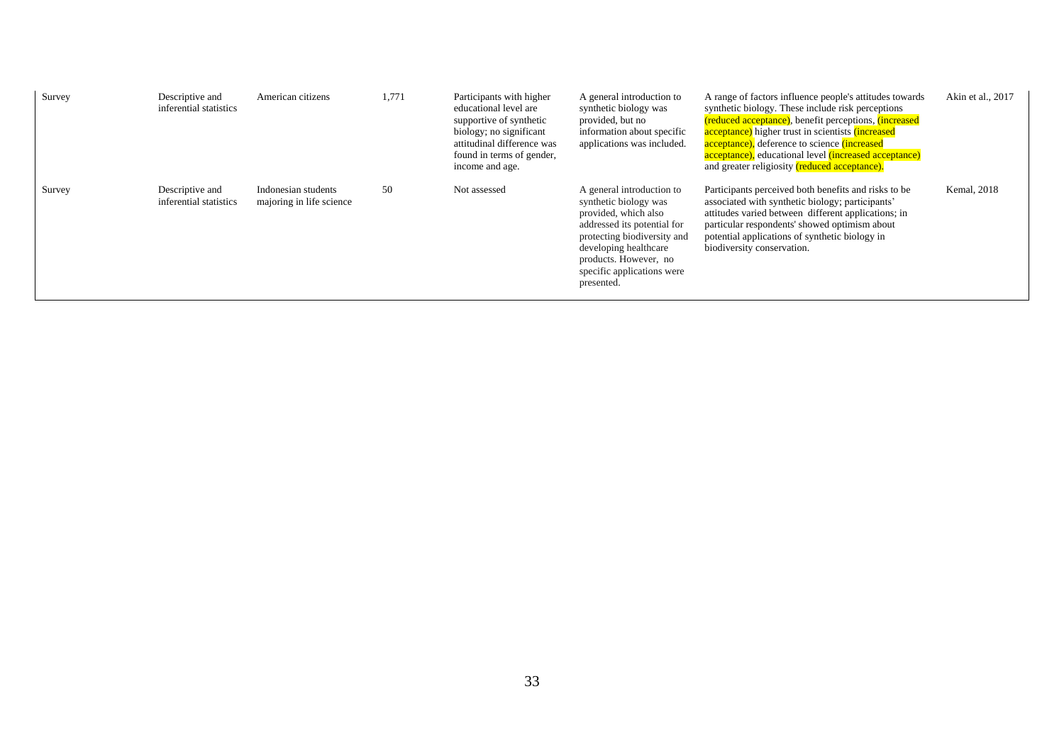| | | | | | | | |
|---|---|---|---|---|---|---|---|
| Survey | Descriptive and inferential statistics | American citizens | 1,771 | Participants with higher educational level are supportive of synthetic biology; no significant attitudinal difference was found in terms of gender, income and age. | A general introduction to synthetic biology was provided, but no information about specific applications was included. | A range of factors influence people's attitudes towards synthetic biology. These include risk perceptions (reduced acceptance), benefit perceptions, (increased acceptance) higher trust in scientists (increased acceptance), deference to science (increased acceptance), educational level (increased acceptance) and greater religiosity (reduced acceptance). | Akin et al., 2017 |
| Survey | Descriptive and inferential statistics | Indonesian students majoring in life science | 50 | Not assessed | A general introduction to synthetic biology was provided, which also addressed its potential for protecting biodiversity and developing healthcare products. However, no specific applications were presented. | Participants perceived both benefits and risks to be associated with synthetic biology; participants' attitudes varied between different applications; in particular respondents' showed optimism about potential applications of synthetic biology in biodiversity conservation. | Kemal, 2018 |